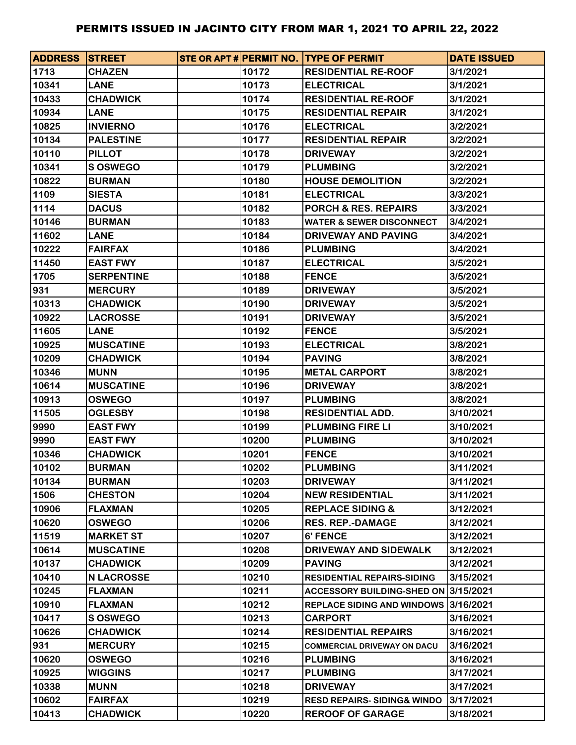# PERMITS ISSUED IN JACINTO CITY FROM MAR 1, 2021 TO APRIL 22, 2022

| ADDRESS | STREET | STE OR APT # | PERMIT NO. | TYPE OF PERMIT | DATE ISSUED |
|---|---|---|---|---|---|
| 1713 | CHAZEN | | 10172 | RESIDENTIAL RE-ROOF | 3/1/2021 |
| 10341 | LANE | | 10173 | ELECTRICAL | 3/1/2021 |
| 10433 | CHADWICK | | 10174 | RESIDENTIAL RE-ROOF | 3/1/2021 |
| 10934 | LANE | | 10175 | RESIDENTIAL REPAIR | 3/1/2021 |
| 10825 | INVIERNO | | 10176 | ELECTRICAL | 3/2/2021 |
| 10134 | PALESTINE | | 10177 | RESIDENTIAL REPAIR | 3/2/2021 |
| 10110 | PILLOT | | 10178 | DRIVEWAY | 3/2/2021 |
| 10341 | S OSWEGO | | 10179 | PLUMBING | 3/2/2021 |
| 10822 | BURMAN | | 10180 | HOUSE DEMOLITION | 3/2/2021 |
| 1109 | SIESTA | | 10181 | ELECTRICAL | 3/3/2021 |
| 1114 | DACUS | | 10182 | PORCH & RES. REPAIRS | 3/3/2021 |
| 10146 | BURMAN | | 10183 | WATER & SEWER DISCONNECT | 3/4/2021 |
| 11602 | LANE | | 10184 | DRIVEWAY AND PAVING | 3/4/2021 |
| 10222 | FAIRFAX | | 10186 | PLUMBING | 3/4/2021 |
| 11450 | EAST FWY | | 10187 | ELECTRICAL | 3/5/2021 |
| 1705 | SERPENTINE | | 10188 | FENCE | 3/5/2021 |
| 931 | MERCURY | | 10189 | DRIVEWAY | 3/5/2021 |
| 10313 | CHADWICK | | 10190 | DRIVEWAY | 3/5/2021 |
| 10922 | LACROSSE | | 10191 | DRIVEWAY | 3/5/2021 |
| 11605 | LANE | | 10192 | FENCE | 3/5/2021 |
| 10925 | MUSCATINE | | 10193 | ELECTRICAL | 3/8/2021 |
| 10209 | CHADWICK | | 10194 | PAVING | 3/8/2021 |
| 10346 | MUNN | | 10195 | METAL CARPORT | 3/8/2021 |
| 10614 | MUSCATINE | | 10196 | DRIVEWAY | 3/8/2021 |
| 10913 | OSWEGO | | 10197 | PLUMBING | 3/8/2021 |
| 11505 | OGLESBY | | 10198 | RESIDENTIAL ADD. | 3/10/2021 |
| 9990 | EAST FWY | | 10199 | PLUMBING FIRE LI | 3/10/2021 |
| 9990 | EAST FWY | | 10200 | PLUMBING | 3/10/2021 |
| 10346 | CHADWICK | | 10201 | FENCE | 3/10/2021 |
| 10102 | BURMAN | | 10202 | PLUMBING | 3/11/2021 |
| 10134 | BURMAN | | 10203 | DRIVEWAY | 3/11/2021 |
| 1506 | CHESTON | | 10204 | NEW RESIDENTIAL | 3/11/2021 |
| 10906 | FLAXMAN | | 10205 | REPLACE SIDING & | 3/12/2021 |
| 10620 | OSWEGO | | 10206 | RES. REP.-DAMAGE | 3/12/2021 |
| 11519 | MARKET ST | | 10207 | 6' FENCE | 3/12/2021 |
| 10614 | MUSCATINE | | 10208 | DRIVEWAY AND SIDEWALK | 3/12/2021 |
| 10137 | CHADWICK | | 10209 | PAVING | 3/12/2021 |
| 10410 | N LACROSSE | | 10210 | RESIDENTIAL REPAIRS-SIDING | 3/15/2021 |
| 10245 | FLAXMAN | | 10211 | ACCESSORY BUILDING-SHED ON | 3/15/2021 |
| 10910 | FLAXMAN | | 10212 | REPLACE SIDING AND WINDOWS | 3/16/2021 |
| 10417 | S OSWEGO | | 10213 | CARPORT | 3/16/2021 |
| 10626 | CHADWICK | | 10214 | RESIDENTIAL REPAIRS | 3/16/2021 |
| 931 | MERCURY | | 10215 | COMMERCIAL DRIVEWAY ON DACU | 3/16/2021 |
| 10620 | OSWEGO | | 10216 | PLUMBING | 3/16/2021 |
| 10925 | WIGGINS | | 10217 | PLUMBING | 3/17/2021 |
| 10338 | MUNN | | 10218 | DRIVEWAY | 3/17/2021 |
| 10602 | FAIRFAX | | 10219 | RESD REPAIRS- SIDING& WINDO | 3/17/2021 |
| 10413 | CHADWICK | | 10220 | REROOF OF GARAGE | 3/18/2021 |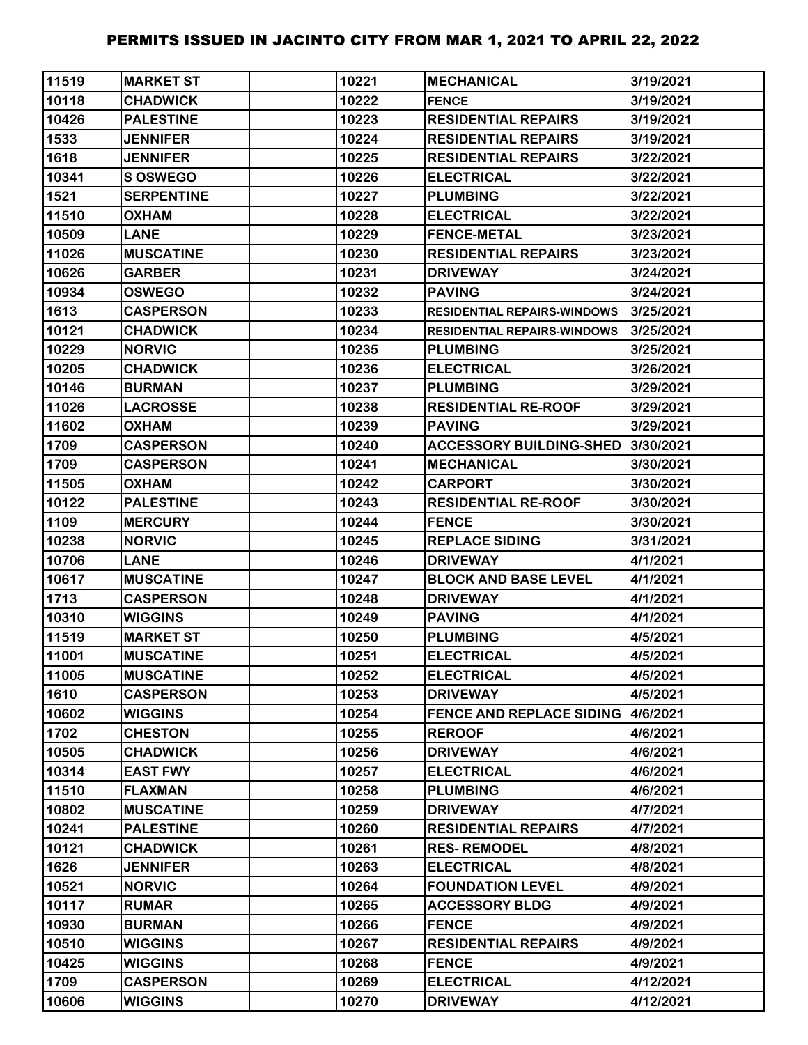| | | | | | |
|---|---|---|---|---|---|
| 11519 | MARKET ST | | 10221 | MECHANICAL | 3/19/2021 |
| 10118 | CHADWICK | | 10222 | FENCE | 3/19/2021 |
| 10426 | PALESTINE | | 10223 | RESIDENTIAL REPAIRS | 3/19/2021 |
| 1533 | JENNIFER | | 10224 | RESIDENTIAL REPAIRS | 3/19/2021 |
| 1618 | JENNIFER | | 10225 | RESIDENTIAL REPAIRS | 3/22/2021 |
| 10341 | S OSWEGO | | 10226 | ELECTRICAL | 3/22/2021 |
| 1521 | SERPENTINE | | 10227 | PLUMBING | 3/22/2021 |
| 11510 | OXHAM | | 10228 | ELECTRICAL | 3/22/2021 |
| 10509 | LANE | | 10229 | FENCE-METAL | 3/23/2021 |
| 11026 | MUSCATINE | | 10230 | RESIDENTIAL REPAIRS | 3/23/2021 |
| 10626 | GARBER | | 10231 | DRIVEWAY | 3/24/2021 |
| 10934 | OSWEGO | | 10232 | PAVING | 3/24/2021 |
| 1613 | CASPERSON | | 10233 | RESIDENTIAL REPAIRS-WINDOWS | 3/25/2021 |
| 10121 | CHADWICK | | 10234 | RESIDENTIAL REPAIRS-WINDOWS | 3/25/2021 |
| 10229 | NORVIC | | 10235 | PLUMBING | 3/25/2021 |
| 10205 | CHADWICK | | 10236 | ELECTRICAL | 3/26/2021 |
| 10146 | BURMAN | | 10237 | PLUMBING | 3/29/2021 |
| 11026 | LACROSSE | | 10238 | RESIDENTIAL RE-ROOF | 3/29/2021 |
| 11602 | OXHAM | | 10239 | PAVING | 3/29/2021 |
| 1709 | CASPERSON | | 10240 | ACCESSORY BUILDING-SHED | 3/30/2021 |
| 1709 | CASPERSON | | 10241 | MECHANICAL | 3/30/2021 |
| 11505 | OXHAM | | 10242 | CARPORT | 3/30/2021 |
| 10122 | PALESTINE | | 10243 | RESIDENTIAL RE-ROOF | 3/30/2021 |
| 1109 | MERCURY | | 10244 | FENCE | 3/30/2021 |
| 10238 | NORVIC | | 10245 | REPLACE SIDING | 3/31/2021 |
| 10706 | LANE | | 10246 | DRIVEWAY | 4/1/2021 |
| 10617 | MUSCATINE | | 10247 | BLOCK AND BASE LEVEL | 4/1/2021 |
| 1713 | CASPERSON | | 10248 | DRIVEWAY | 4/1/2021 |
| 10310 | WIGGINS | | 10249 | PAVING | 4/1/2021 |
| 11519 | MARKET ST | | 10250 | PLUMBING | 4/5/2021 |
| 11001 | MUSCATINE | | 10251 | ELECTRICAL | 4/5/2021 |
| 11005 | MUSCATINE | | 10252 | ELECTRICAL | 4/5/2021 |
| 1610 | CASPERSON | | 10253 | DRIVEWAY | 4/5/2021 |
| 10602 | WIGGINS | | 10254 | FENCE AND REPLACE SIDING | 4/6/2021 |
| 1702 | CHESTON | | 10255 | REROOF | 4/6/2021 |
| 10505 | CHADWICK | | 10256 | DRIVEWAY | 4/6/2021 |
| 10314 | EAST FWY | | 10257 | ELECTRICAL | 4/6/2021 |
| 11510 | FLAXMAN | | 10258 | PLUMBING | 4/6/2021 |
| 10802 | MUSCATINE | | 10259 | DRIVEWAY | 4/7/2021 |
| 10241 | PALESTINE | | 10260 | RESIDENTIAL REPAIRS | 4/7/2021 |
| 10121 | CHADWICK | | 10261 | RES- REMODEL | 4/8/2021 |
| 1626 | JENNIFER | | 10263 | ELECTRICAL | 4/8/2021 |
| 10521 | NORVIC | | 10264 | FOUNDATION LEVEL | 4/9/2021 |
| 10117 | RUMAR | | 10265 | ACCESSORY BLDG | 4/9/2021 |
| 10930 | BURMAN | | 10266 | FENCE | 4/9/2021 |
| 10510 | WIGGINS | | 10267 | RESIDENTIAL REPAIRS | 4/9/2021 |
| 10425 | WIGGINS | | 10268 | FENCE | 4/9/2021 |
| 1709 | CASPERSON | | 10269 | ELECTRICAL | 4/12/2021 |
| 10606 | WIGGINS | | 10270 | DRIVEWAY | 4/12/2021 |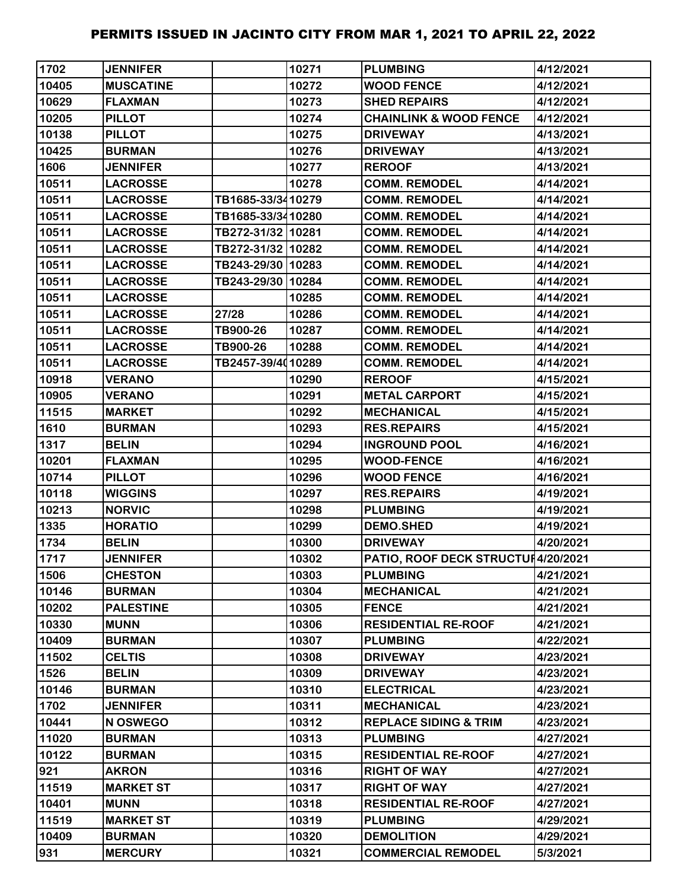| | | | | | |
|---|---|---|---|---|---|
| 1702 | JENNIFER | | 10271 | PLUMBING | 4/12/2021 |
| 10405 | MUSCATINE | | 10272 | WOOD FENCE | 4/12/2021 |
| 10629 | FLAXMAN | | 10273 | SHED REPAIRS | 4/12/2021 |
| 10205 | PILLOT | | 10274 | CHAINLINK & WOOD FENCE | 4/12/2021 |
| 10138 | PILLOT | | 10275 | DRIVEWAY | 4/13/2021 |
| 10425 | BURMAN | | 10276 | DRIVEWAY | 4/13/2021 |
| 1606 | JENNIFER | | 10277 | REROOF | 4/13/2021 |
| 10511 | LACROSSE | | 10278 | COMM. REMODEL | 4/14/2021 |
| 10511 | LACROSSE | TB1685-33/34 | 10279 | COMM. REMODEL | 4/14/2021 |
| 10511 | LACROSSE | TB1685-33/34 | 10280 | COMM. REMODEL | 4/14/2021 |
| 10511 | LACROSSE | TB272-31/32 | 10281 | COMM. REMODEL | 4/14/2021 |
| 10511 | LACROSSE | TB272-31/32 | 10282 | COMM. REMODEL | 4/14/2021 |
| 10511 | LACROSSE | TB243-29/30 | 10283 | COMM. REMODEL | 4/14/2021 |
| 10511 | LACROSSE | TB243-29/30 | 10284 | COMM. REMODEL | 4/14/2021 |
| 10511 | LACROSSE | | 10285 | COMM. REMODEL | 4/14/2021 |
| 10511 | LACROSSE | 27/28 | 10286 | COMM. REMODEL | 4/14/2021 |
| 10511 | LACROSSE | TB900-26 | 10287 | COMM. REMODEL | 4/14/2021 |
| 10511 | LACROSSE | TB900-26 | 10288 | COMM. REMODEL | 4/14/2021 |
| 10511 | LACROSSE | TB2457-39/40 | 10289 | COMM. REMODEL | 4/14/2021 |
| 10918 | VERANO | | 10290 | REROOF | 4/15/2021 |
| 10905 | VERANO | | 10291 | METAL CARPORT | 4/15/2021 |
| 11515 | MARKET | | 10292 | MECHANICAL | 4/15/2021 |
| 1610 | BURMAN | | 10293 | RES.REPAIRS | 4/15/2021 |
| 1317 | BELIN | | 10294 | INGROUND POOL | 4/16/2021 |
| 10201 | FLAXMAN | | 10295 | WOOD-FENCE | 4/16/2021 |
| 10714 | PILLOT | | 10296 | WOOD FENCE | 4/16/2021 |
| 10118 | WIGGINS | | 10297 | RES.REPAIRS | 4/19/2021 |
| 10213 | NORVIC | | 10298 | PLUMBING | 4/19/2021 |
| 1335 | HORATIO | | 10299 | DEMO.SHED | 4/19/2021 |
| 1734 | BELIN | | 10300 | DRIVEWAY | 4/20/2021 |
| 1717 | JENNIFER | | 10302 | PATIO, ROOF DECK STRUCTUR | 4/20/2021 |
| 1506 | CHESTON | | 10303 | PLUMBING | 4/21/2021 |
| 10146 | BURMAN | | 10304 | MECHANICAL | 4/21/2021 |
| 10202 | PALESTINE | | 10305 | FENCE | 4/21/2021 |
| 10330 | MUNN | | 10306 | RESIDENTIAL RE-ROOF | 4/21/2021 |
| 10409 | BURMAN | | 10307 | PLUMBING | 4/22/2021 |
| 11502 | CELTIS | | 10308 | DRIVEWAY | 4/23/2021 |
| 1526 | BELIN | | 10309 | DRIVEWAY | 4/23/2021 |
| 10146 | BURMAN | | 10310 | ELECTRICAL | 4/23/2021 |
| 1702 | JENNIFER | | 10311 | MECHANICAL | 4/23/2021 |
| 10441 | N OSWEGO | | 10312 | REPLACE SIDING & TRIM | 4/23/2021 |
| 11020 | BURMAN | | 10313 | PLUMBING | 4/27/2021 |
| 10122 | BURMAN | | 10315 | RESIDENTIAL RE-ROOF | 4/27/2021 |
| 921 | AKRON | | 10316 | RIGHT OF WAY | 4/27/2021 |
| 11519 | MARKET ST | | 10317 | RIGHT OF WAY | 4/27/2021 |
| 10401 | MUNN | | 10318 | RESIDENTIAL RE-ROOF | 4/27/2021 |
| 11519 | MARKET ST | | 10319 | PLUMBING | 4/29/2021 |
| 10409 | BURMAN | | 10320 | DEMOLITION | 4/29/2021 |
| 931 | MERCURY | | 10321 | COMMERCIAL REMODEL | 5/3/2021 |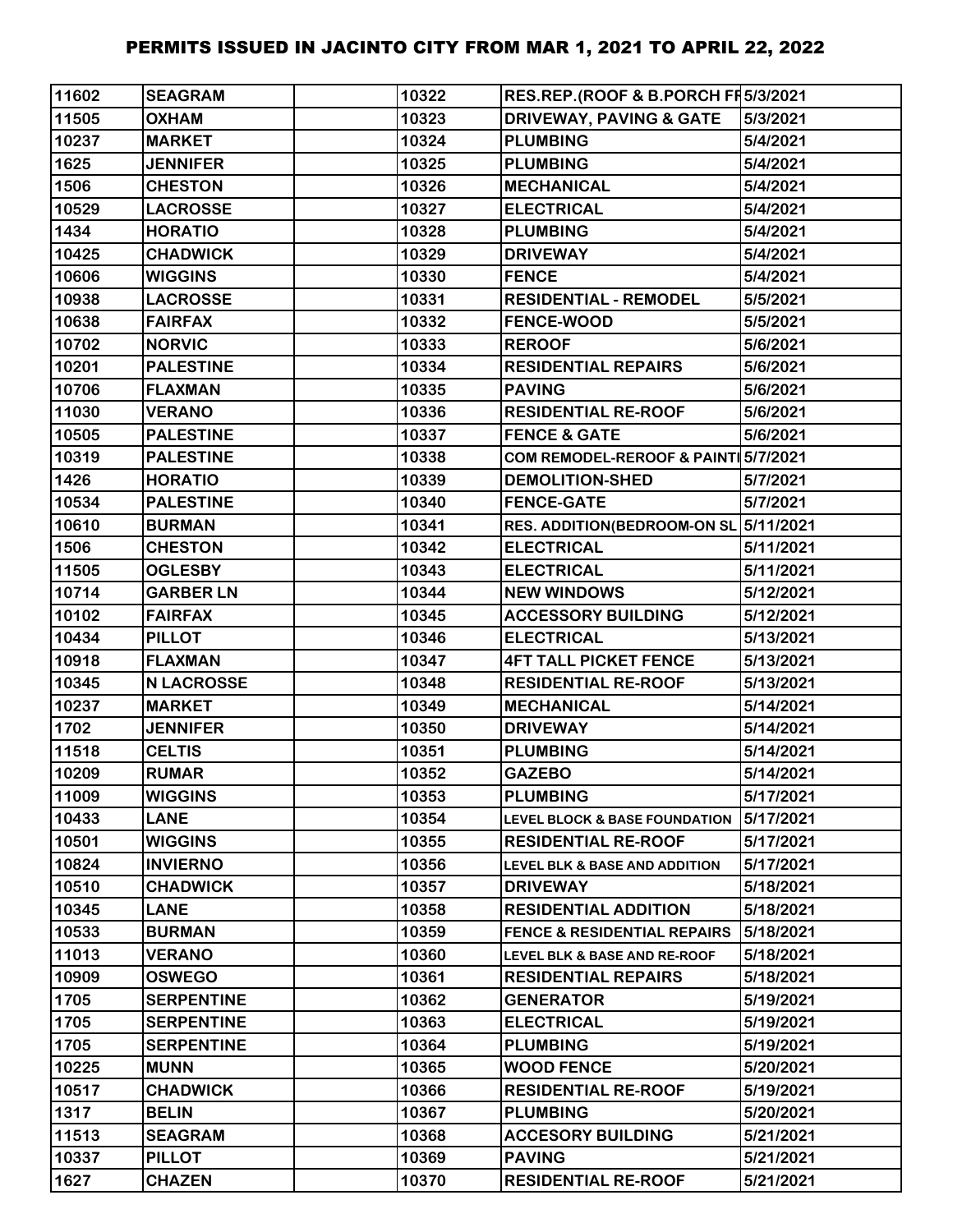# PERMITS ISSUED IN JACINTO CITY FROM MAR 1, 2021 TO APRIL 22, 2022

| | | | | | |
|---|---|---|---|---|---|
| 11602 | SEAGRAM | | 10322 | RES.REP.(ROOF & B.PORCH FF | 5/3/2021 |
| 11505 | OXHAM | | 10323 | DRIVEWAY, PAVING & GATE | 5/3/2021 |
| 10237 | MARKET | | 10324 | PLUMBING | 5/4/2021 |
| 1625 | JENNIFER | | 10325 | PLUMBING | 5/4/2021 |
| 1506 | CHESTON | | 10326 | MECHANICAL | 5/4/2021 |
| 10529 | LACROSSE | | 10327 | ELECTRICAL | 5/4/2021 |
| 1434 | HORATIO | | 10328 | PLUMBING | 5/4/2021 |
| 10425 | CHADWICK | | 10329 | DRIVEWAY | 5/4/2021 |
| 10606 | WIGGINS | | 10330 | FENCE | 5/4/2021 |
| 10938 | LACROSSE | | 10331 | RESIDENTIAL - REMODEL | 5/5/2021 |
| 10638 | FAIRFAX | | 10332 | FENCE-WOOD | 5/5/2021 |
| 10702 | NORVIC | | 10333 | REROOF | 5/6/2021 |
| 10201 | PALESTINE | | 10334 | RESIDENTIAL REPAIRS | 5/6/2021 |
| 10706 | FLAXMAN | | 10335 | PAVING | 5/6/2021 |
| 11030 | VERANO | | 10336 | RESIDENTIAL RE-ROOF | 5/6/2021 |
| 10505 | PALESTINE | | 10337 | FENCE & GATE | 5/6/2021 |
| 10319 | PALESTINE | | 10338 | COM REMODEL-REROOF & PAINTI | 5/7/2021 |
| 1426 | HORATIO | | 10339 | DEMOLITION-SHED | 5/7/2021 |
| 10534 | PALESTINE | | 10340 | FENCE-GATE | 5/7/2021 |
| 10610 | BURMAN | | 10341 | RES. ADDITION(BEDROOM-ON SL | 5/11/2021 |
| 1506 | CHESTON | | 10342 | ELECTRICAL | 5/11/2021 |
| 11505 | OGLESBY | | 10343 | ELECTRICAL | 5/11/2021 |
| 10714 | GARBER LN | | 10344 | NEW WINDOWS | 5/12/2021 |
| 10102 | FAIRFAX | | 10345 | ACCESSORY BUILDING | 5/12/2021 |
| 10434 | PILLOT | | 10346 | ELECTRICAL | 5/13/2021 |
| 10918 | FLAXMAN | | 10347 | 4FT TALL PICKET FENCE | 5/13/2021 |
| 10345 | N LACROSSE | | 10348 | RESIDENTIAL RE-ROOF | 5/13/2021 |
| 10237 | MARKET | | 10349 | MECHANICAL | 5/14/2021 |
| 1702 | JENNIFER | | 10350 | DRIVEWAY | 5/14/2021 |
| 11518 | CELTIS | | 10351 | PLUMBING | 5/14/2021 |
| 10209 | RUMAR | | 10352 | GAZEBO | 5/14/2021 |
| 11009 | WIGGINS | | 10353 | PLUMBING | 5/17/2021 |
| 10433 | LANE | | 10354 | LEVEL BLOCK & BASE FOUNDATION | 5/17/2021 |
| 10501 | WIGGINS | | 10355 | RESIDENTIAL RE-ROOF | 5/17/2021 |
| 10824 | INVIERNO | | 10356 | LEVEL BLK & BASE AND ADDITION | 5/17/2021 |
| 10510 | CHADWICK | | 10357 | DRIVEWAY | 5/18/2021 |
| 10345 | LANE | | 10358 | RESIDENTIAL ADDITION | 5/18/2021 |
| 10533 | BURMAN | | 10359 | FENCE & RESIDENTIAL REPAIRS | 5/18/2021 |
| 11013 | VERANO | | 10360 | LEVEL BLK & BASE AND RE-ROOF | 5/18/2021 |
| 10909 | OSWEGO | | 10361 | RESIDENTIAL REPAIRS | 5/18/2021 |
| 1705 | SERPENTINE | | 10362 | GENERATOR | 5/19/2021 |
| 1705 | SERPENTINE | | 10363 | ELECTRICAL | 5/19/2021 |
| 1705 | SERPENTINE | | 10364 | PLUMBING | 5/19/2021 |
| 10225 | MUNN | | 10365 | WOOD FENCE | 5/20/2021 |
| 10517 | CHADWICK | | 10366 | RESIDENTIAL RE-ROOF | 5/19/2021 |
| 1317 | BELIN | | 10367 | PLUMBING | 5/20/2021 |
| 11513 | SEAGRAM | | 10368 | ACCESORY BUILDING | 5/21/2021 |
| 10337 | PILLOT | | 10369 | PAVING | 5/21/2021 |
| 1627 | CHAZEN | | 10370 | RESIDENTIAL RE-ROOF | 5/21/2021 |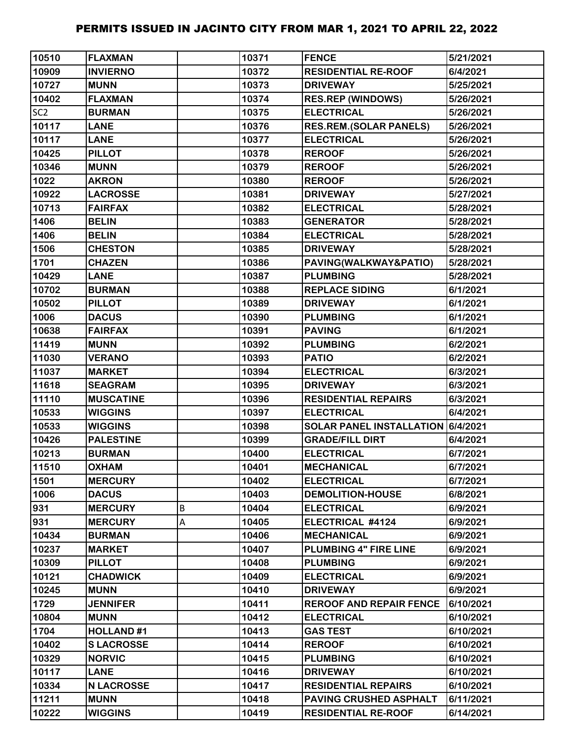| | | | | | |
|---|---|---|---|---|---|
| 10510 | FLAXMAN | | 10371 | FENCE | 5/21/2021 |
| 10909 | INVIERNO | | 10372 | RESIDENTIAL RE-ROOF | 6/4/2021 |
| 10727 | MUNN | | 10373 | DRIVEWAY | 5/25/2021 |
| 10402 | FLAXMAN | | 10374 | RES.REP (WINDOWS) | 5/26/2021 |
| SC2 | BURMAN | | 10375 | ELECTRICAL | 5/26/2021 |
| 10117 | LANE | | 10376 | RES.REM.(SOLAR PANELS) | 5/26/2021 |
| 10117 | LANE | | 10377 | ELECTRICAL | 5/26/2021 |
| 10425 | PILLOT | | 10378 | REROOF | 5/26/2021 |
| 10346 | MUNN | | 10379 | REROOF | 5/26/2021 |
| 1022 | AKRON | | 10380 | REROOF | 5/26/2021 |
| 10922 | LACROSSE | | 10381 | DRIVEWAY | 5/27/2021 |
| 10713 | FAIRFAX | | 10382 | ELECTRICAL | 5/28/2021 |
| 1406 | BELIN | | 10383 | GENERATOR | 5/28/2021 |
| 1406 | BELIN | | 10384 | ELECTRICAL | 5/28/2021 |
| 1506 | CHESTON | | 10385 | DRIVEWAY | 5/28/2021 |
| 1701 | CHAZEN | | 10386 | PAVING(WALKWAY&PATIO) | 5/28/2021 |
| 10429 | LANE | | 10387 | PLUMBING | 5/28/2021 |
| 10702 | BURMAN | | 10388 | REPLACE SIDING | 6/1/2021 |
| 10502 | PILLOT | | 10389 | DRIVEWAY | 6/1/2021 |
| 1006 | DACUS | | 10390 | PLUMBING | 6/1/2021 |
| 10638 | FAIRFAX | | 10391 | PAVING | 6/1/2021 |
| 11419 | MUNN | | 10392 | PLUMBING | 6/2/2021 |
| 11030 | VERANO | | 10393 | PATIO | 6/2/2021 |
| 11037 | MARKET | | 10394 | ELECTRICAL | 6/3/2021 |
| 11618 | SEAGRAM | | 10395 | DRIVEWAY | 6/3/2021 |
| 11110 | MUSCATINE | | 10396 | RESIDENTIAL REPAIRS | 6/3/2021 |
| 10533 | WIGGINS | | 10397 | ELECTRICAL | 6/4/2021 |
| 10533 | WIGGINS | | 10398 | SOLAR PANEL INSTALLATION | 6/4/2021 |
| 10426 | PALESTINE | | 10399 | GRADE/FILL DIRT | 6/4/2021 |
| 10213 | BURMAN | | 10400 | ELECTRICAL | 6/7/2021 |
| 11510 | OXHAM | | 10401 | MECHANICAL | 6/7/2021 |
| 1501 | MERCURY | | 10402 | ELECTRICAL | 6/7/2021 |
| 1006 | DACUS | | 10403 | DEMOLITION-HOUSE | 6/8/2021 |
| 931 | MERCURY | B | 10404 | ELECTRICAL | 6/9/2021 |
| 931 | MERCURY | A | 10405 | ELECTRICAL #4124 | 6/9/2021 |
| 10434 | BURMAN | | 10406 | MECHANICAL | 6/9/2021 |
| 10237 | MARKET | | 10407 | PLUMBING 4" FIRE LINE | 6/9/2021 |
| 10309 | PILLOT | | 10408 | PLUMBING | 6/9/2021 |
| 10121 | CHADWICK | | 10409 | ELECTRICAL | 6/9/2021 |
| 10245 | MUNN | | 10410 | DRIVEWAY | 6/9/2021 |
| 1729 | JENNIFER | | 10411 | REROOF AND REPAIR FENCE | 6/10/2021 |
| 10804 | MUNN | | 10412 | ELECTRICAL | 6/10/2021 |
| 1704 | HOLLAND #1 | | 10413 | GAS TEST | 6/10/2021 |
| 10402 | S LACROSSE | | 10414 | REROOF | 6/10/2021 |
| 10329 | NORVIC | | 10415 | PLUMBING | 6/10/2021 |
| 10117 | LANE | | 10416 | DRIVEWAY | 6/10/2021 |
| 10334 | N LACROSSE | | 10417 | RESIDENTIAL REPAIRS | 6/10/2021 |
| 11211 | MUNN | | 10418 | PAVING CRUSHED ASPHALT | 6/11/2021 |
| 10222 | WIGGINS | | 10419 | RESIDENTIAL RE-ROOF | 6/14/2021 |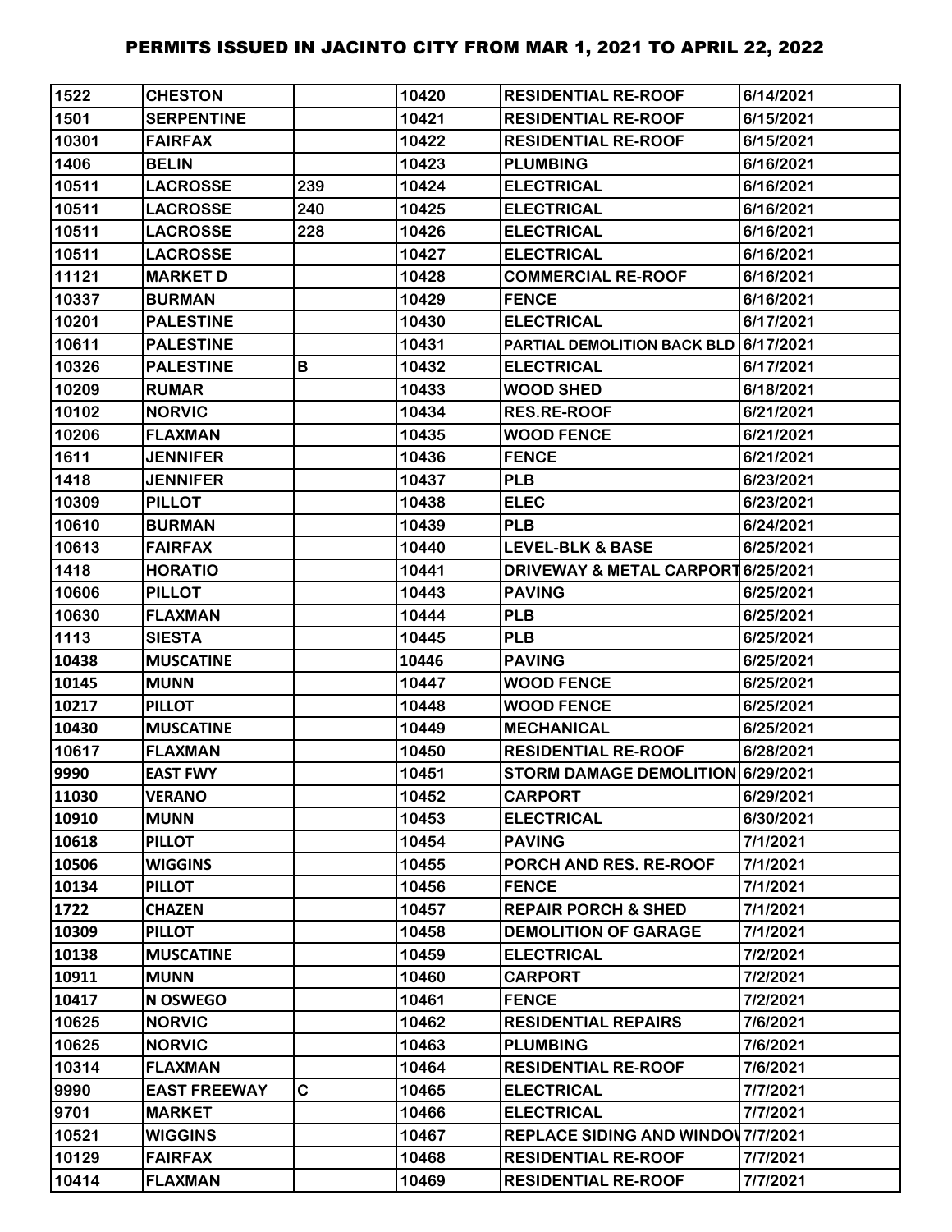# PERMITS ISSUED IN JACINTO CITY FROM MAR 1, 2021 TO APRIL 22, 2022

| | | | | | |
|---|---|---|---|---|---|
| 1522 | CHESTON | | 10420 | RESIDENTIAL RE-ROOF | 6/14/2021 |
| 1501 | SERPENTINE | | 10421 | RESIDENTIAL RE-ROOF | 6/15/2021 |
| 10301 | FAIRFAX | | 10422 | RESIDENTIAL RE-ROOF | 6/15/2021 |
| 1406 | BELIN | | 10423 | PLUMBING | 6/16/2021 |
| 10511 | LACROSSE | 239 | 10424 | ELECTRICAL | 6/16/2021 |
| 10511 | LACROSSE | 240 | 10425 | ELECTRICAL | 6/16/2021 |
| 10511 | LACROSSE | 228 | 10426 | ELECTRICAL | 6/16/2021 |
| 10511 | LACROSSE | | 10427 | ELECTRICAL | 6/16/2021 |
| 11121 | MARKET D | | 10428 | COMMERCIAL RE-ROOF | 6/16/2021 |
| 10337 | BURMAN | | 10429 | FENCE | 6/16/2021 |
| 10201 | PALESTINE | | 10430 | ELECTRICAL | 6/17/2021 |
| 10611 | PALESTINE | | 10431 | PARTIAL DEMOLITION BACK BLD | 6/17/2021 |
| 10326 | PALESTINE | B | 10432 | ELECTRICAL | 6/17/2021 |
| 10209 | RUMAR | | 10433 | WOOD SHED | 6/18/2021 |
| 10102 | NORVIC | | 10434 | RES.RE-ROOF | 6/21/2021 |
| 10206 | FLAXMAN | | 10435 | WOOD FENCE | 6/21/2021 |
| 1611 | JENNIFER | | 10436 | FENCE | 6/21/2021 |
| 1418 | JENNIFER | | 10437 | PLB | 6/23/2021 |
| 10309 | PILLOT | | 10438 | ELEC | 6/23/2021 |
| 10610 | BURMAN | | 10439 | PLB | 6/24/2021 |
| 10613 | FAIRFAX | | 10440 | LEVEL-BLK & BASE | 6/25/2021 |
| 1418 | HORATIO | | 10441 | DRIVEWAY & METAL CARPORT | 6/25/2021 |
| 10606 | PILLOT | | 10443 | PAVING | 6/25/2021 |
| 10630 | FLAXMAN | | 10444 | PLB | 6/25/2021 |
| 1113 | SIESTA | | 10445 | PLB | 6/25/2021 |
| 10438 | MUSCATINE | | 10446 | PAVING | 6/25/2021 |
| 10145 | MUNN | | 10447 | WOOD FENCE | 6/25/2021 |
| 10217 | PILLOT | | 10448 | WOOD FENCE | 6/25/2021 |
| 10430 | MUSCATINE | | 10449 | MECHANICAL | 6/25/2021 |
| 10617 | FLAXMAN | | 10450 | RESIDENTIAL RE-ROOF | 6/28/2021 |
| 9990 | EAST FWY | | 10451 | STORM DAMAGE DEMOLITION | 6/29/2021 |
| 11030 | VERANO | | 10452 | CARPORT | 6/29/2021 |
| 10910 | MUNN | | 10453 | ELECTRICAL | 6/30/2021 |
| 10618 | PILLOT | | 10454 | PAVING | 7/1/2021 |
| 10506 | WIGGINS | | 10455 | PORCH AND RES. RE-ROOF | 7/1/2021 |
| 10134 | PILLOT | | 10456 | FENCE | 7/1/2021 |
| 1722 | CHAZEN | | 10457 | REPAIR PORCH & SHED | 7/1/2021 |
| 10309 | PILLOT | | 10458 | DEMOLITION OF GARAGE | 7/1/2021 |
| 10138 | MUSCATINE | | 10459 | ELECTRICAL | 7/2/2021 |
| 10911 | MUNN | | 10460 | CARPORT | 7/2/2021 |
| 10417 | N OSWEGO | | 10461 | FENCE | 7/2/2021 |
| 10625 | NORVIC | | 10462 | RESIDENTIAL REPAIRS | 7/6/2021 |
| 10625 | NORVIC | | 10463 | PLUMBING | 7/6/2021 |
| 10314 | FLAXMAN | | 10464 | RESIDENTIAL RE-ROOF | 7/6/2021 |
| 9990 | EAST FREEWAY | C | 10465 | ELECTRICAL | 7/7/2021 |
| 9701 | MARKET | | 10466 | ELECTRICAL | 7/7/2021 |
| 10521 | WIGGINS | | 10467 | REPLACE SIDING AND WINDOW | 7/7/2021 |
| 10129 | FAIRFAX | | 10468 | RESIDENTIAL RE-ROOF | 7/7/2021 |
| 10414 | FLAXMAN | | 10469 | RESIDENTIAL RE-ROOF | 7/7/2021 |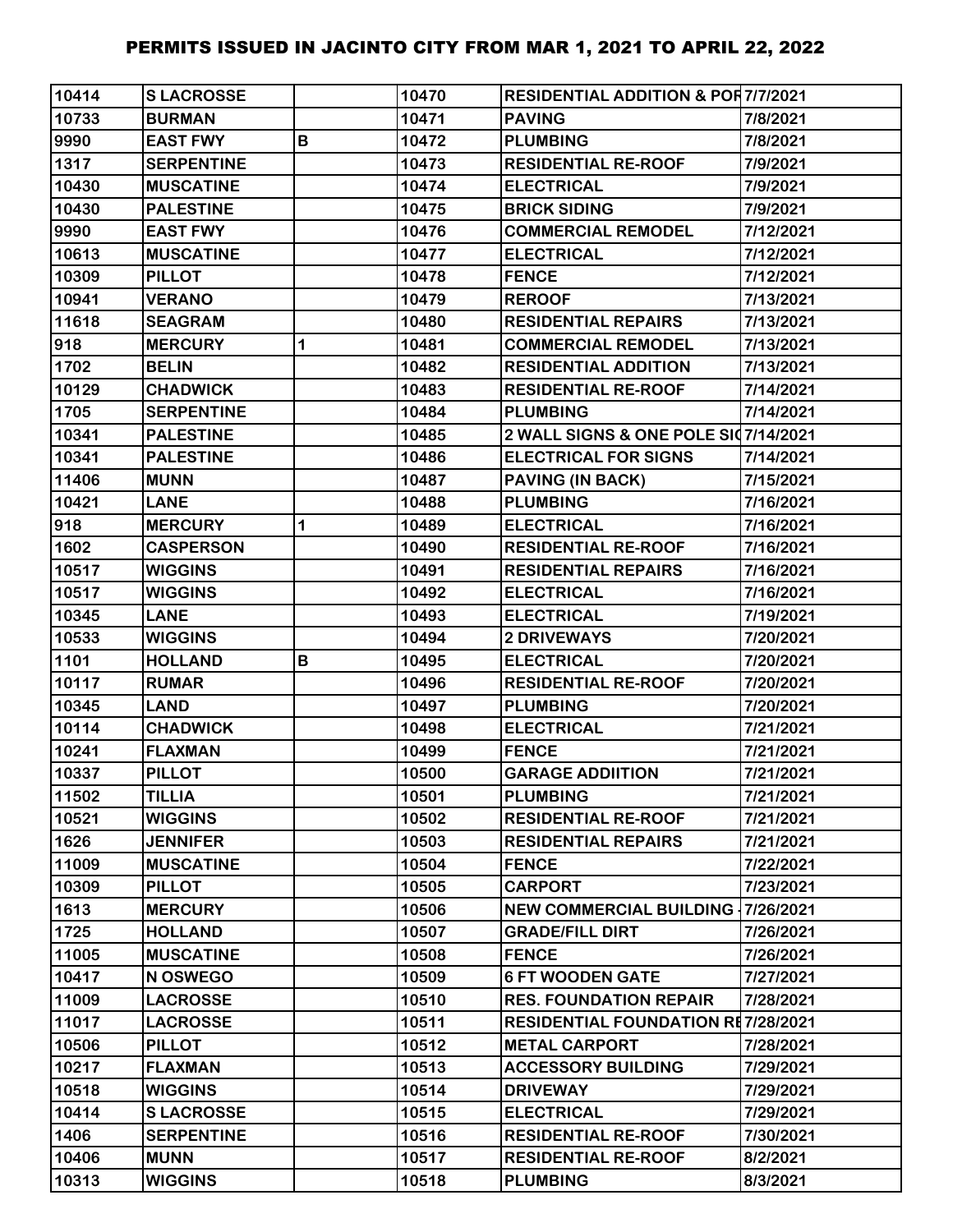| 10414 | S LACROSSE |  | 10470 | RESIDENTIAL ADDITION & POR | 7/7/2021 |
|---|---|---|---|---|---|
| 10733 | BURMAN |  | 10471 | PAVING | 7/8/2021 |
| 9990 | EAST FWY | B | 10472 | PLUMBING | 7/8/2021 |
| 1317 | SERPENTINE |  | 10473 | RESIDENTIAL RE-ROOF | 7/9/2021 |
| 10430 | MUSCATINE |  | 10474 | ELECTRICAL | 7/9/2021 |
| 10430 | PALESTINE |  | 10475 | BRICK SIDING | 7/9/2021 |
| 9990 | EAST FWY |  | 10476 | COMMERCIAL REMODEL | 7/12/2021 |
| 10613 | MUSCATINE |  | 10477 | ELECTRICAL | 7/12/2021 |
| 10309 | PILLOT |  | 10478 | FENCE | 7/12/2021 |
| 10941 | VERANO |  | 10479 | REROOF | 7/13/2021 |
| 11618 | SEAGRAM |  | 10480 | RESIDENTIAL REPAIRS | 7/13/2021 |
| 918 | MERCURY | 1 | 10481 | COMMERCIAL REMODEL | 7/13/2021 |
| 1702 | BELIN |  | 10482 | RESIDENTIAL ADDITION | 7/13/2021 |
| 10129 | CHADWICK |  | 10483 | RESIDENTIAL RE-ROOF | 7/14/2021 |
| 1705 | SERPENTINE |  | 10484 | PLUMBING | 7/14/2021 |
| 10341 | PALESTINE |  | 10485 | 2 WALL SIGNS & ONE POLE SIG | 7/14/2021 |
| 10341 | PALESTINE |  | 10486 | ELECTRICAL FOR SIGNS | 7/14/2021 |
| 11406 | MUNN |  | 10487 | PAVING (IN BACK) | 7/15/2021 |
| 10421 | LANE |  | 10488 | PLUMBING | 7/16/2021 |
| 918 | MERCURY | 1 | 10489 | ELECTRICAL | 7/16/2021 |
| 1602 | CASPERSON |  | 10490 | RESIDENTIAL RE-ROOF | 7/16/2021 |
| 10517 | WIGGINS |  | 10491 | RESIDENTIAL REPAIRS | 7/16/2021 |
| 10517 | WIGGINS |  | 10492 | ELECTRICAL | 7/16/2021 |
| 10345 | LANE |  | 10493 | ELECTRICAL | 7/19/2021 |
| 10533 | WIGGINS |  | 10494 | 2 DRIVEWAYS | 7/20/2021 |
| 1101 | HOLLAND | B | 10495 | ELECTRICAL | 7/20/2021 |
| 10117 | RUMAR |  | 10496 | RESIDENTIAL RE-ROOF | 7/20/2021 |
| 10345 | LAND |  | 10497 | PLUMBING | 7/20/2021 |
| 10114 | CHADWICK |  | 10498 | ELECTRICAL | 7/21/2021 |
| 10241 | FLAXMAN |  | 10499 | FENCE | 7/21/2021 |
| 10337 | PILLOT |  | 10500 | GARAGE ADDIITION | 7/21/2021 |
| 11502 | TILLIA |  | 10501 | PLUMBING | 7/21/2021 |
| 10521 | WIGGINS |  | 10502 | RESIDENTIAL RE-ROOF | 7/21/2021 |
| 1626 | JENNIFER |  | 10503 | RESIDENTIAL REPAIRS | 7/21/2021 |
| 11009 | MUSCATINE |  | 10504 | FENCE | 7/22/2021 |
| 10309 | PILLOT |  | 10505 | CARPORT | 7/23/2021 |
| 1613 | MERCURY |  | 10506 | NEW COMMERCIAL BUILDING - | 7/26/2021 |
| 1725 | HOLLAND |  | 10507 | GRADE/FILL DIRT | 7/26/2021 |
| 11005 | MUSCATINE |  | 10508 | FENCE | 7/26/2021 |
| 10417 | N OSWEGO |  | 10509 | 6 FT WOODEN GATE | 7/27/2021 |
| 11009 | LACROSSE |  | 10510 | RES. FOUNDATION REPAIR | 7/28/2021 |
| 11017 | LACROSSE |  | 10511 | RESIDENTIAL FOUNDATION RE | 7/28/2021 |
| 10506 | PILLOT |  | 10512 | METAL CARPORT | 7/28/2021 |
| 10217 | FLAXMAN |  | 10513 | ACCESSORY BUILDING | 7/29/2021 |
| 10518 | WIGGINS |  | 10514 | DRIVEWAY | 7/29/2021 |
| 10414 | S LACROSSE |  | 10515 | ELECTRICAL | 7/29/2021 |
| 1406 | SERPENTINE |  | 10516 | RESIDENTIAL RE-ROOF | 7/30/2021 |
| 10406 | MUNN |  | 10517 | RESIDENTIAL RE-ROOF | 8/2/2021 |
| 10313 | WIGGINS |  | 10518 | PLUMBING | 8/3/2021 |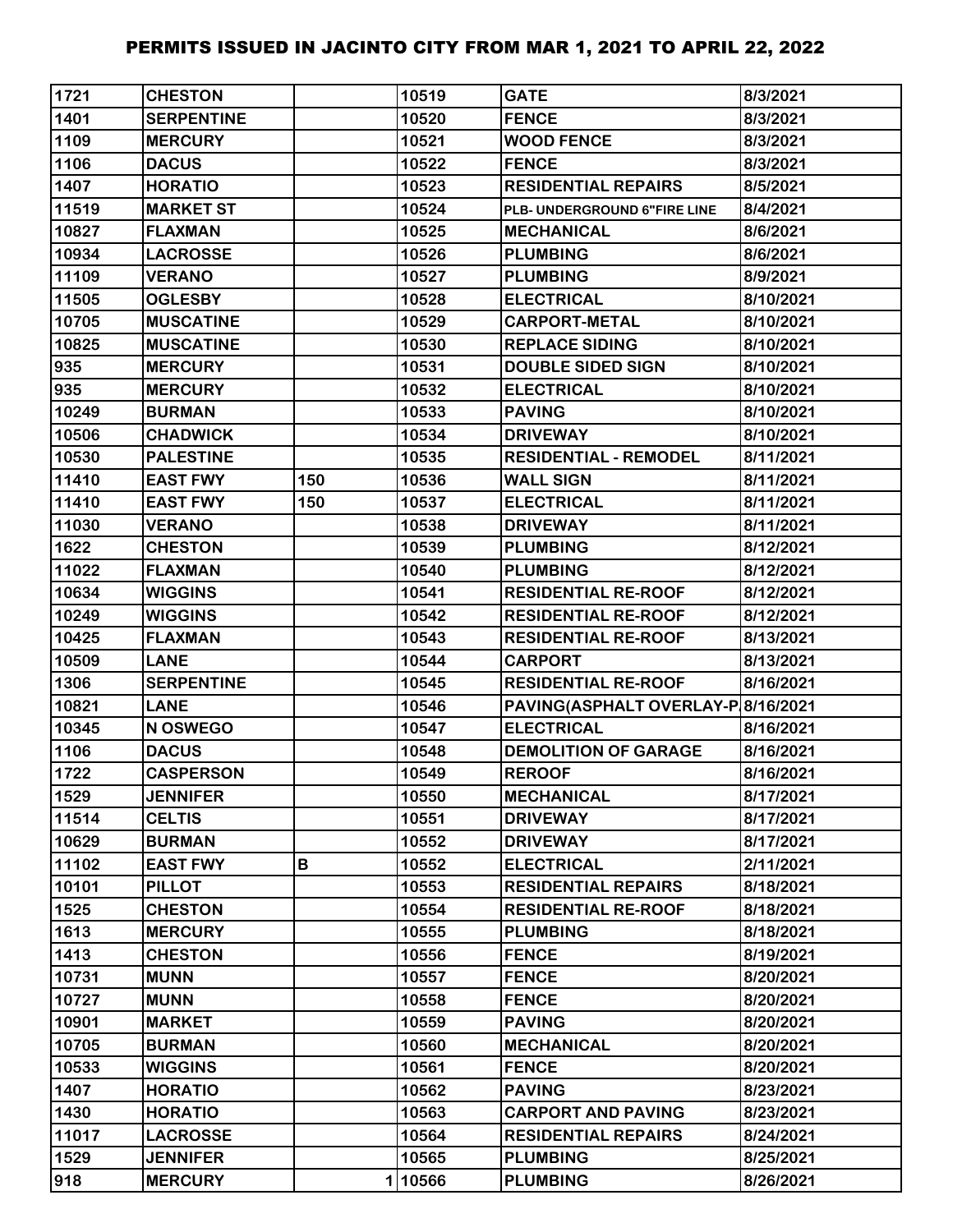# PERMITS ISSUED IN JACINTO CITY FROM MAR 1, 2021 TO APRIL 22, 2022

| | | | | | |
|---|---|---|---|---|---|
| 1721 | CHESTON | | 10519 | GATE | 8/3/2021 |
| 1401 | SERPENTINE | | 10520 | FENCE | 8/3/2021 |
| 1109 | MERCURY | | 10521 | WOOD FENCE | 8/3/2021 |
| 1106 | DACUS | | 10522 | FENCE | 8/3/2021 |
| 1407 | HORATIO | | 10523 | RESIDENTIAL REPAIRS | 8/5/2021 |
| 11519 | MARKET ST | | 10524 | PLB- UNDERGROUND 6"FIRE LINE | 8/4/2021 |
| 10827 | FLAXMAN | | 10525 | MECHANICAL | 8/6/2021 |
| 10934 | LACROSSE | | 10526 | PLUMBING | 8/6/2021 |
| 11109 | VERANO | | 10527 | PLUMBING | 8/9/2021 |
| 11505 | OGLESBY | | 10528 | ELECTRICAL | 8/10/2021 |
| 10705 | MUSCATINE | | 10529 | CARPORT-METAL | 8/10/2021 |
| 10825 | MUSCATINE | | 10530 | REPLACE SIDING | 8/10/2021 |
| 935 | MERCURY | | 10531 | DOUBLE SIDED SIGN | 8/10/2021 |
| 935 | MERCURY | | 10532 | ELECTRICAL | 8/10/2021 |
| 10249 | BURMAN | | 10533 | PAVING | 8/10/2021 |
| 10506 | CHADWICK | | 10534 | DRIVEWAY | 8/10/2021 |
| 10530 | PALESTINE | | 10535 | RESIDENTIAL - REMODEL | 8/11/2021 |
| 11410 | EAST FWY | 150 | 10536 | WALL SIGN | 8/11/2021 |
| 11410 | EAST FWY | 150 | 10537 | ELECTRICAL | 8/11/2021 |
| 11030 | VERANO | | 10538 | DRIVEWAY | 8/11/2021 |
| 1622 | CHESTON | | 10539 | PLUMBING | 8/12/2021 |
| 11022 | FLAXMAN | | 10540 | PLUMBING | 8/12/2021 |
| 10634 | WIGGINS | | 10541 | RESIDENTIAL RE-ROOF | 8/12/2021 |
| 10249 | WIGGINS | | 10542 | RESIDENTIAL RE-ROOF | 8/12/2021 |
| 10425 | FLAXMAN | | 10543 | RESIDENTIAL RE-ROOF | 8/13/2021 |
| 10509 | LANE | | 10544 | CARPORT | 8/13/2021 |
| 1306 | SERPENTINE | | 10545 | RESIDENTIAL RE-ROOF | 8/16/2021 |
| 10821 | LANE | | 10546 | PAVING(ASPHALT OVERLAY-P | 8/16/2021 |
| 10345 | N OSWEGO | | 10547 | ELECTRICAL | 8/16/2021 |
| 1106 | DACUS | | 10548 | DEMOLITION OF GARAGE | 8/16/2021 |
| 1722 | CASPERSON | | 10549 | REROOF | 8/16/2021 |
| 1529 | JENNIFER | | 10550 | MECHANICAL | 8/17/2021 |
| 11514 | CELTIS | | 10551 | DRIVEWAY | 8/17/2021 |
| 10629 | BURMAN | | 10552 | DRIVEWAY | 8/17/2021 |
| 11102 | EAST FWY | B | 10552 | ELECTRICAL | 2/11/2021 |
| 10101 | PILLOT | | 10553 | RESIDENTIAL REPAIRS | 8/18/2021 |
| 1525 | CHESTON | | 10554 | RESIDENTIAL RE-ROOF | 8/18/2021 |
| 1613 | MERCURY | | 10555 | PLUMBING | 8/18/2021 |
| 1413 | CHESTON | | 10556 | FENCE | 8/19/2021 |
| 10731 | MUNN | | 10557 | FENCE | 8/20/2021 |
| 10727 | MUNN | | 10558 | FENCE | 8/20/2021 |
| 10901 | MARKET | | 10559 | PAVING | 8/20/2021 |
| 10705 | BURMAN | | 10560 | MECHANICAL | 8/20/2021 |
| 10533 | WIGGINS | | 10561 | FENCE | 8/20/2021 |
| 1407 | HORATIO | | 10562 | PAVING | 8/23/2021 |
| 1430 | HORATIO | | 10563 | CARPORT AND PAVING | 8/23/2021 |
| 11017 | LACROSSE | | 10564 | RESIDENTIAL REPAIRS | 8/24/2021 |
| 1529 | JENNIFER | | 10565 | PLUMBING | 8/25/2021 |
| 918 | MERCURY | 1 | 10566 | PLUMBING | 8/26/2021 |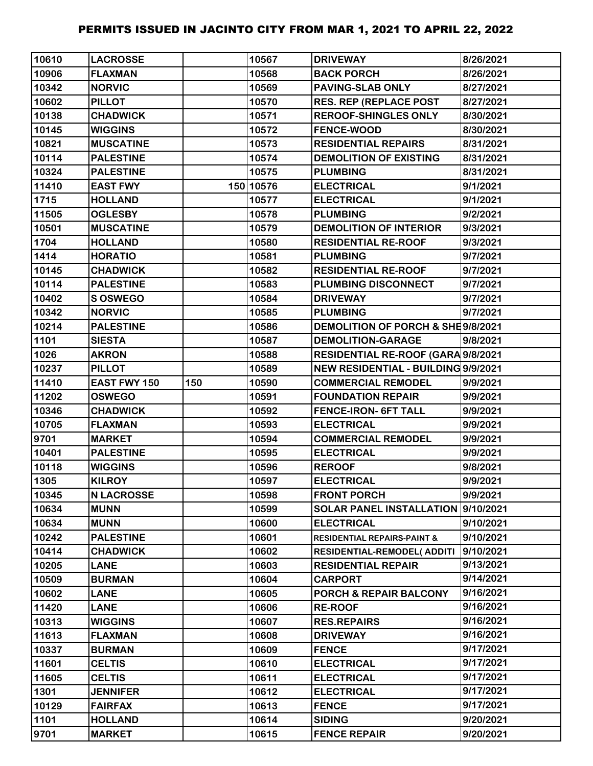# PERMITS ISSUED IN JACINTO CITY FROM MAR 1, 2021 TO APRIL 22, 2022

| | | | | | |
|---|---|---|---|---|---|
| 10610 | LACROSSE | | 10567 | DRIVEWAY | 8/26/2021 |
| 10906 | FLAXMAN | | 10568 | BACK PORCH | 8/26/2021 |
| 10342 | NORVIC | | 10569 | PAVING-SLAB ONLY | 8/27/2021 |
| 10602 | PILLOT | | 10570 | RES. REP (REPLACE POST | 8/27/2021 |
| 10138 | CHADWICK | | 10571 | REROOF-SHINGLES ONLY | 8/30/2021 |
| 10145 | WIGGINS | | 10572 | FENCE-WOOD | 8/30/2021 |
| 10821 | MUSCATINE | | 10573 | RESIDENTIAL REPAIRS | 8/31/2021 |
| 10114 | PALESTINE | | 10574 | DEMOLITION OF EXISTING | 8/31/2021 |
| 10324 | PALESTINE | | 10575 | PLUMBING | 8/31/2021 |
| 11410 | EAST FWY | 150 | 10576 | ELECTRICAL | 9/1/2021 |
| 1715 | HOLLAND | | 10577 | ELECTRICAL | 9/1/2021 |
| 11505 | OGLESBY | | 10578 | PLUMBING | 9/2/2021 |
| 10501 | MUSCATINE | | 10579 | DEMOLITION OF INTERIOR | 9/3/2021 |
| 1704 | HOLLAND | | 10580 | RESIDENTIAL RE-ROOF | 9/3/2021 |
| 1414 | HORATIO | | 10581 | PLUMBING | 9/7/2021 |
| 10145 | CHADWICK | | 10582 | RESIDENTIAL RE-ROOF | 9/7/2021 |
| 10114 | PALESTINE | | 10583 | PLUMBING DISCONNECT | 9/7/2021 |
| 10402 | S OSWEGO | | 10584 | DRIVEWAY | 9/7/2021 |
| 10342 | NORVIC | | 10585 | PLUMBING | 9/7/2021 |
| 10214 | PALESTINE | | 10586 | DEMOLITION OF PORCH & SHE | 9/8/2021 |
| 1101 | SIESTA | | 10587 | DEMOLITION-GARAGE | 9/8/2021 |
| 1026 | AKRON | | 10588 | RESIDENTIAL RE-ROOF (GARA | 9/8/2021 |
| 10237 | PILLOT | | 10589 | NEW RESIDENTIAL - BUILDING | 9/9/2021 |
| 11410 | EAST FWY 150 | 150 | 10590 | COMMERCIAL REMODEL | 9/9/2021 |
| 11202 | OSWEGO | | 10591 | FOUNDATION REPAIR | 9/9/2021 |
| 10346 | CHADWICK | | 10592 | FENCE-IRON- 6FT TALL | 9/9/2021 |
| 10705 | FLAXMAN | | 10593 | ELECTRICAL | 9/9/2021 |
| 9701 | MARKET | | 10594 | COMMERCIAL REMODEL | 9/9/2021 |
| 10401 | PALESTINE | | 10595 | ELECTRICAL | 9/9/2021 |
| 10118 | WIGGINS | | 10596 | REROOF | 9/8/2021 |
| 1305 | KILROY | | 10597 | ELECTRICAL | 9/9/2021 |
| 10345 | N LACROSSE | | 10598 | FRONT PORCH | 9/9/2021 |
| 10634 | MUNN | | 10599 | SOLAR PANEL INSTALLATION | 9/10/2021 |
| 10634 | MUNN | | 10600 | ELECTRICAL | 9/10/2021 |
| 10242 | PALESTINE | | 10601 | RESIDENTIAL REPAIRS-PAINT & | 9/10/2021 |
| 10414 | CHADWICK | | 10602 | RESIDENTIAL-REMODEL( ADDITI | 9/10/2021 |
| 10205 | LANE | | 10603 | RESIDENTIAL REPAIR | 9/13/2021 |
| 10509 | BURMAN | | 10604 | CARPORT | 9/14/2021 |
| 10602 | LANE | | 10605 | PORCH & REPAIR BALCONY | 9/16/2021 |
| 11420 | LANE | | 10606 | RE-ROOF | 9/16/2021 |
| 10313 | WIGGINS | | 10607 | RES.REPAIRS | 9/16/2021 |
| 11613 | FLAXMAN | | 10608 | DRIVEWAY | 9/16/2021 |
| 10337 | BURMAN | | 10609 | FENCE | 9/17/2021 |
| 11601 | CELTIS | | 10610 | ELECTRICAL | 9/17/2021 |
| 11605 | CELTIS | | 10611 | ELECTRICAL | 9/17/2021 |
| 1301 | JENNIFER | | 10612 | ELECTRICAL | 9/17/2021 |
| 10129 | FAIRFAX | | 10613 | FENCE | 9/17/2021 |
| 1101 | HOLLAND | | 10614 | SIDING | 9/20/2021 |
| 9701 | MARKET | | 10615 | FENCE REPAIR | 9/20/2021 |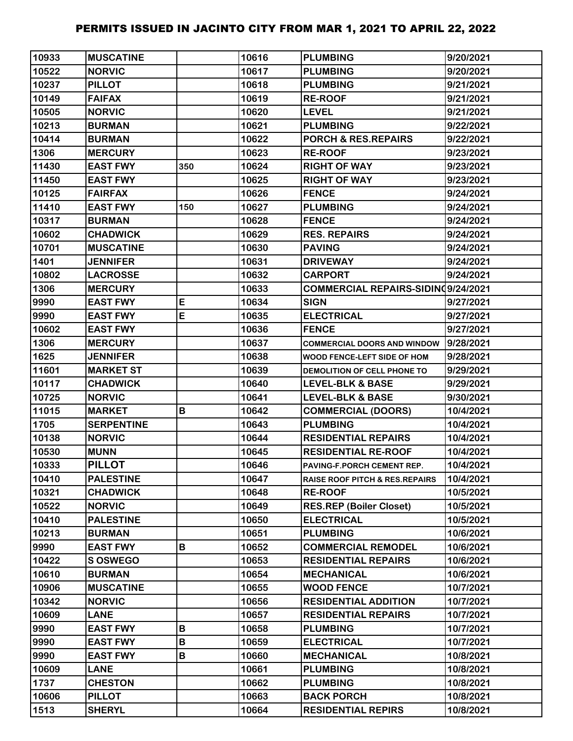| | | | | | |
|---|---|---|---|---|---|
| 10933 | MUSCATINE | | 10616 | PLUMBING | 9/20/2021 |
| 10522 | NORVIC | | 10617 | PLUMBING | 9/20/2021 |
| 10237 | PILLOT | | 10618 | PLUMBING | 9/21/2021 |
| 10149 | FAIFAX | | 10619 | RE-ROOF | 9/21/2021 |
| 10505 | NORVIC | | 10620 | LEVEL | 9/21/2021 |
| 10213 | BURMAN | | 10621 | PLUMBING | 9/22/2021 |
| 10414 | BURMAN | | 10622 | PORCH & RES.REPAIRS | 9/22/2021 |
| 1306 | MERCURY | | 10623 | RE-ROOF | 9/23/2021 |
| 11430 | EAST FWY | 350 | 10624 | RIGHT OF WAY | 9/23/2021 |
| 11450 | EAST FWY | | 10625 | RIGHT OF WAY | 9/23/2021 |
| 10125 | FAIRFAX | | 10626 | FENCE | 9/24/2021 |
| 11410 | EAST FWY | 150 | 10627 | PLUMBING | 9/24/2021 |
| 10317 | BURMAN | | 10628 | FENCE | 9/24/2021 |
| 10602 | CHADWICK | | 10629 | RES. REPAIRS | 9/24/2021 |
| 10701 | MUSCATINE | | 10630 | PAVING | 9/24/2021 |
| 1401 | JENNIFER | | 10631 | DRIVEWAY | 9/24/2021 |
| 10802 | LACROSSE | | 10632 | CARPORT | 9/24/2021 |
| 1306 | MERCURY | | 10633 | COMMERCIAL REPAIRS-SIDING | 9/24/2021 |
| 9990 | EAST FWY | E | 10634 | SIGN | 9/27/2021 |
| 9990 | EAST FWY | E | 10635 | ELECTRICAL | 9/27/2021 |
| 10602 | EAST FWY | | 10636 | FENCE | 9/27/2021 |
| 1306 | MERCURY | | 10637 | COMMERCIAL DOORS AND WINDOW | 9/28/2021 |
| 1625 | JENNIFER | | 10638 | WOOD FENCE-LEFT SIDE OF HOM | 9/28/2021 |
| 11601 | MARKET ST | | 10639 | DEMOLITION OF CELL PHONE TO | 9/29/2021 |
| 10117 | CHADWICK | | 10640 | LEVEL-BLK & BASE | 9/29/2021 |
| 10725 | NORVIC | | 10641 | LEVEL-BLK & BASE | 9/30/2021 |
| 11015 | MARKET | B | 10642 | COMMERCIAL (DOORS) | 10/4/2021 |
| 1705 | SERPENTINE | | 10643 | PLUMBING | 10/4/2021 |
| 10138 | NORVIC | | 10644 | RESIDENTIAL REPAIRS | 10/4/2021 |
| 10530 | MUNN | | 10645 | RESIDENTIAL RE-ROOF | 10/4/2021 |
| 10333 | PILLOT | | 10646 | PAVING-F.PORCH CEMENT REP. | 10/4/2021 |
| 10410 | PALESTINE | | 10647 | RAISE ROOF PITCH & RES.REPAIRS | 10/4/2021 |
| 10321 | CHADWICK | | 10648 | RE-ROOF | 10/5/2021 |
| 10522 | NORVIC | | 10649 | RES.REP (Boiler Closet) | 10/5/2021 |
| 10410 | PALESTINE | | 10650 | ELECTRICAL | 10/5/2021 |
| 10213 | BURMAN | | 10651 | PLUMBING | 10/6/2021 |
| 9990 | EAST FWY | B | 10652 | COMMERCIAL REMODEL | 10/6/2021 |
| 10422 | S OSWEGO | | 10653 | RESIDENTIAL REPAIRS | 10/6/2021 |
| 10610 | BURMAN | | 10654 | MECHANICAL | 10/6/2021 |
| 10906 | MUSCATINE | | 10655 | WOOD FENCE | 10/7/2021 |
| 10342 | NORVIC | | 10656 | RESIDENTIAL ADDITION | 10/7/2021 |
| 10609 | LANE | | 10657 | RESIDENTIAL REPAIRS | 10/7/2021 |
| 9990 | EAST FWY | B | 10658 | PLUMBING | 10/7/2021 |
| 9990 | EAST FWY | B | 10659 | ELECTRICAL | 10/7/2021 |
| 9990 | EAST FWY | B | 10660 | MECHANICAL | 10/8/2021 |
| 10609 | LANE | | 10661 | PLUMBING | 10/8/2021 |
| 1737 | CHESTON | | 10662 | PLUMBING | 10/8/2021 |
| 10606 | PILLOT | | 10663 | BACK PORCH | 10/8/2021 |
| 1513 | SHERYL | | 10664 | RESIDENTIAL REPIRS | 10/8/2021 |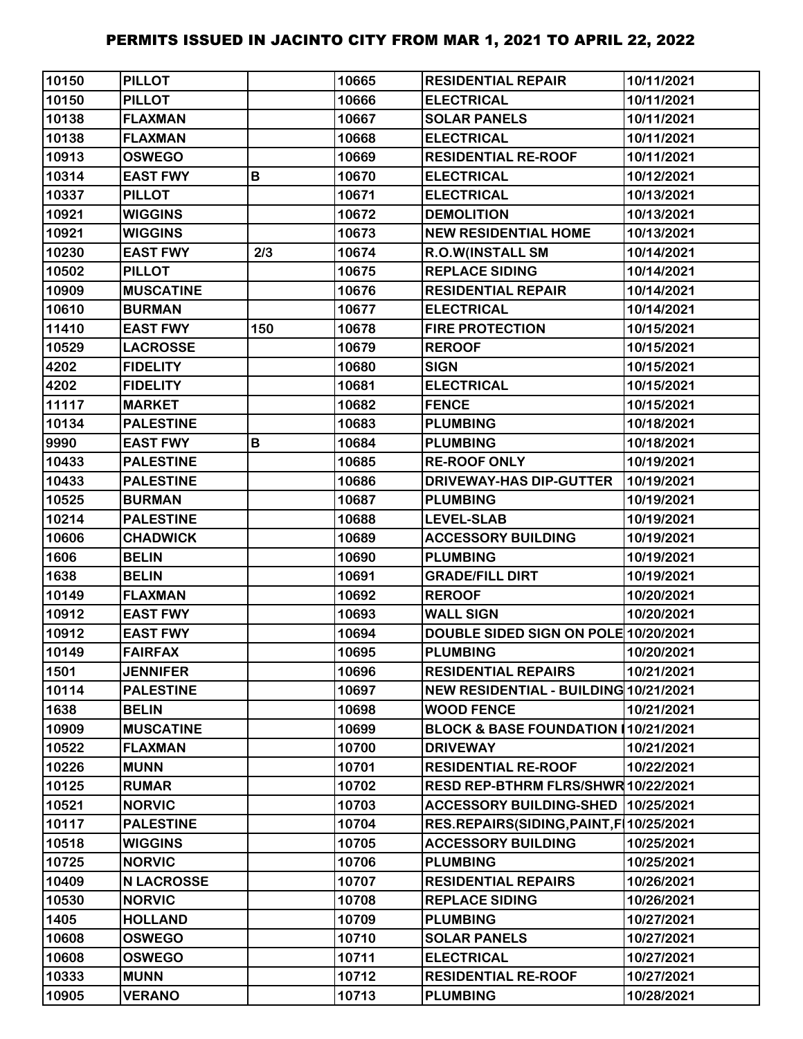| | | | | | |
|---|---|---|---|---|---|
| 10150 | PILLOT | | 10665 | RESIDENTIAL REPAIR | 10/11/2021 |
| 10150 | PILLOT | | 10666 | ELECTRICAL | 10/11/2021 |
| 10138 | FLAXMAN | | 10667 | SOLAR PANELS | 10/11/2021 |
| 10138 | FLAXMAN | | 10668 | ELECTRICAL | 10/11/2021 |
| 10913 | OSWEGO | | 10669 | RESIDENTIAL RE-ROOF | 10/11/2021 |
| 10314 | EAST FWY | B | 10670 | ELECTRICAL | 10/12/2021 |
| 10337 | PILLOT | | 10671 | ELECTRICAL | 10/13/2021 |
| 10921 | WIGGINS | | 10672 | DEMOLITION | 10/13/2021 |
| 10921 | WIGGINS | | 10673 | NEW RESIDENTIAL HOME | 10/13/2021 |
| 10230 | EAST FWY | 2/3 | 10674 | R.O.W(INSTALL SM | 10/14/2021 |
| 10502 | PILLOT | | 10675 | REPLACE SIDING | 10/14/2021 |
| 10909 | MUSCATINE | | 10676 | RESIDENTIAL REPAIR | 10/14/2021 |
| 10610 | BURMAN | | 10677 | ELECTRICAL | 10/14/2021 |
| 11410 | EAST FWY | 150 | 10678 | FIRE PROTECTION | 10/15/2021 |
| 10529 | LACROSSE | | 10679 | REROOF | 10/15/2021 |
| 4202 | FIDELITY | | 10680 | SIGN | 10/15/2021 |
| 4202 | FIDELITY | | 10681 | ELECTRICAL | 10/15/2021 |
| 11117 | MARKET | | 10682 | FENCE | 10/15/2021 |
| 10134 | PALESTINE | | 10683 | PLUMBING | 10/18/2021 |
| 9990 | EAST FWY | B | 10684 | PLUMBING | 10/18/2021 |
| 10433 | PALESTINE | | 10685 | RE-ROOF ONLY | 10/19/2021 |
| 10433 | PALESTINE | | 10686 | DRIVEWAY-HAS DIP-GUTTER | 10/19/2021 |
| 10525 | BURMAN | | 10687 | PLUMBING | 10/19/2021 |
| 10214 | PALESTINE | | 10688 | LEVEL-SLAB | 10/19/2021 |
| 10606 | CHADWICK | | 10689 | ACCESSORY BUILDING | 10/19/2021 |
| 1606 | BELIN | | 10690 | PLUMBING | 10/19/2021 |
| 1638 | BELIN | | 10691 | GRADE/FILL DIRT | 10/19/2021 |
| 10149 | FLAXMAN | | 10692 | REROOF | 10/20/2021 |
| 10912 | EAST FWY | | 10693 | WALL SIGN | 10/20/2021 |
| 10912 | EAST FWY | | 10694 | DOUBLE SIDED SIGN ON POLE | 10/20/2021 |
| 10149 | FAIRFAX | | 10695 | PLUMBING | 10/20/2021 |
| 1501 | JENNIFER | | 10696 | RESIDENTIAL REPAIRS | 10/21/2021 |
| 10114 | PALESTINE | | 10697 | NEW RESIDENTIAL - BUILDING | 10/21/2021 |
| 1638 | BELIN | | 10698 | WOOD FENCE | 10/21/2021 |
| 10909 | MUSCATINE | | 10699 | BLOCK & BASE FOUNDATION I | 10/21/2021 |
| 10522 | FLAXMAN | | 10700 | DRIVEWAY | 10/21/2021 |
| 10226 | MUNN | | 10701 | RESIDENTIAL RE-ROOF | 10/22/2021 |
| 10125 | RUMAR | | 10702 | RESD REP-BTHRM FLRS/SHWR | 10/22/2021 |
| 10521 | NORVIC | | 10703 | ACCESSORY BUILDING-SHED | 10/25/2021 |
| 10117 | PALESTINE | | 10704 | RES.REPAIRS(SIDING,PAINT,F | 10/25/2021 |
| 10518 | WIGGINS | | 10705 | ACCESSORY BUILDING | 10/25/2021 |
| 10725 | NORVIC | | 10706 | PLUMBING | 10/25/2021 |
| 10409 | N LACROSSE | | 10707 | RESIDENTIAL REPAIRS | 10/26/2021 |
| 10530 | NORVIC | | 10708 | REPLACE SIDING | 10/26/2021 |
| 1405 | HOLLAND | | 10709 | PLUMBING | 10/27/2021 |
| 10608 | OSWEGO | | 10710 | SOLAR PANELS | 10/27/2021 |
| 10608 | OSWEGO | | 10711 | ELECTRICAL | 10/27/2021 |
| 10333 | MUNN | | 10712 | RESIDENTIAL RE-ROOF | 10/27/2021 |
| 10905 | VERANO | | 10713 | PLUMBING | 10/28/2021 |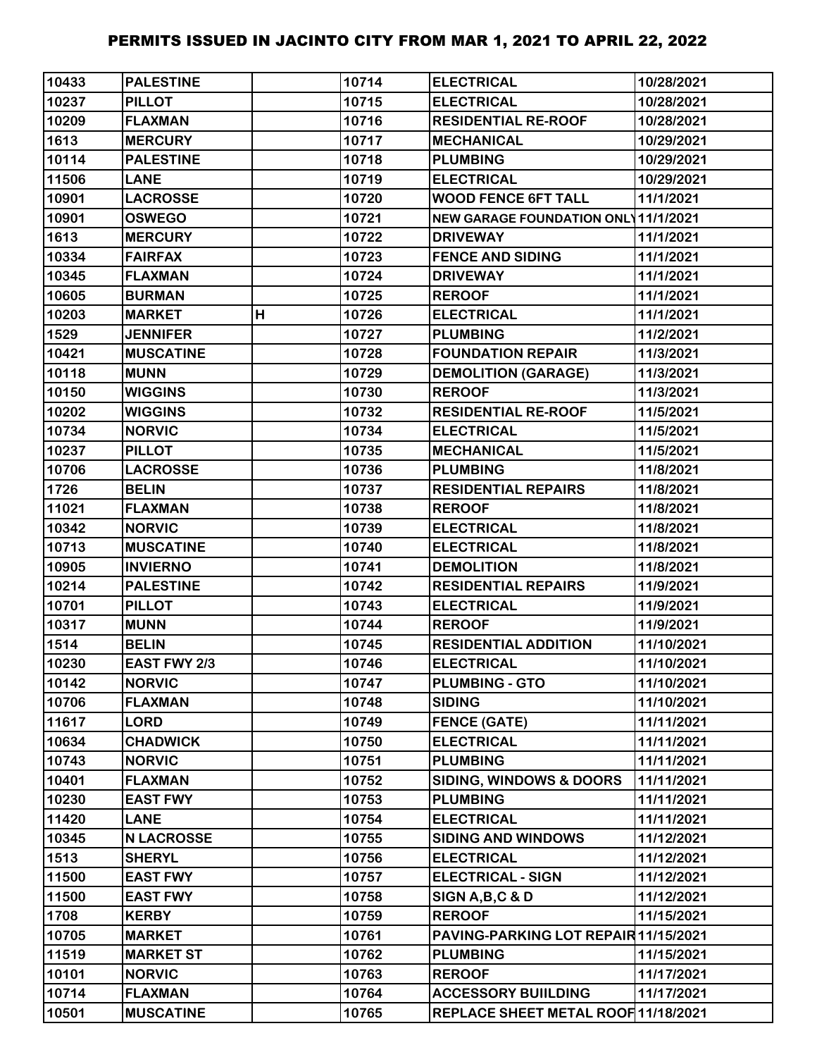| | | | | | |
|---|---|---|---|---|---|
| 10433 | PALESTINE | | 10714 | ELECTRICAL | 10/28/2021 |
| 10237 | PILLOT | | 10715 | ELECTRICAL | 10/28/2021 |
| 10209 | FLAXMAN | | 10716 | RESIDENTIAL RE-ROOF | 10/28/2021 |
| 1613 | MERCURY | | 10717 | MECHANICAL | 10/29/2021 |
| 10114 | PALESTINE | | 10718 | PLUMBING | 10/29/2021 |
| 11506 | LANE | | 10719 | ELECTRICAL | 10/29/2021 |
| 10901 | LACROSSE | | 10720 | WOOD FENCE 6FT TALL | 11/1/2021 |
| 10901 | OSWEGO | | 10721 | NEW GARAGE FOUNDATION ONLY | 11/1/2021 |
| 1613 | MERCURY | | 10722 | DRIVEWAY | 11/1/2021 |
| 10334 | FAIRFAX | | 10723 | FENCE AND SIDING | 11/1/2021 |
| 10345 | FLAXMAN | | 10724 | DRIVEWAY | 11/1/2021 |
| 10605 | BURMAN | | 10725 | REROOF | 11/1/2021 |
| 10203 | MARKET | H | 10726 | ELECTRICAL | 11/1/2021 |
| 1529 | JENNIFER | | 10727 | PLUMBING | 11/2/2021 |
| 10421 | MUSCATINE | | 10728 | FOUNDATION REPAIR | 11/3/2021 |
| 10118 | MUNN | | 10729 | DEMOLITION (GARAGE) | 11/3/2021 |
| 10150 | WIGGINS | | 10730 | REROOF | 11/3/2021 |
| 10202 | WIGGINS | | 10732 | RESIDENTIAL RE-ROOF | 11/5/2021 |
| 10734 | NORVIC | | 10734 | ELECTRICAL | 11/5/2021 |
| 10237 | PILLOT | | 10735 | MECHANICAL | 11/5/2021 |
| 10706 | LACROSSE | | 10736 | PLUMBING | 11/8/2021 |
| 1726 | BELIN | | 10737 | RESIDENTIAL REPAIRS | 11/8/2021 |
| 11021 | FLAXMAN | | 10738 | REROOF | 11/8/2021 |
| 10342 | NORVIC | | 10739 | ELECTRICAL | 11/8/2021 |
| 10713 | MUSCATINE | | 10740 | ELECTRICAL | 11/8/2021 |
| 10905 | INVIERNO | | 10741 | DEMOLITION | 11/8/2021 |
| 10214 | PALESTINE | | 10742 | RESIDENTIAL REPAIRS | 11/9/2021 |
| 10701 | PILLOT | | 10743 | ELECTRICAL | 11/9/2021 |
| 10317 | MUNN | | 10744 | REROOF | 11/9/2021 |
| 1514 | BELIN | | 10745 | RESIDENTIAL ADDITION | 11/10/2021 |
| 10230 | EAST FWY 2/3 | | 10746 | ELECTRICAL | 11/10/2021 |
| 10142 | NORVIC | | 10747 | PLUMBING - GTO | 11/10/2021 |
| 10706 | FLAXMAN | | 10748 | SIDING | 11/10/2021 |
| 11617 | LORD | | 10749 | FENCE (GATE) | 11/11/2021 |
| 10634 | CHADWICK | | 10750 | ELECTRICAL | 11/11/2021 |
| 10743 | NORVIC | | 10751 | PLUMBING | 11/11/2021 |
| 10401 | FLAXMAN | | 10752 | SIDING, WINDOWS & DOORS | 11/11/2021 |
| 10230 | EAST FWY | | 10753 | PLUMBING | 11/11/2021 |
| 11420 | LANE | | 10754 | ELECTRICAL | 11/11/2021 |
| 10345 | N LACROSSE | | 10755 | SIDING AND WINDOWS | 11/12/2021 |
| 1513 | SHERYL | | 10756 | ELECTRICAL | 11/12/2021 |
| 11500 | EAST FWY | | 10757 | ELECTRICAL - SIGN | 11/12/2021 |
| 11500 | EAST FWY | | 10758 | SIGN A,B,C & D | 11/12/2021 |
| 1708 | KERBY | | 10759 | REROOF | 11/15/2021 |
| 10705 | MARKET | | 10761 | PAVING-PARKING LOT REPAIR | 11/15/2021 |
| 11519 | MARKET ST | | 10762 | PLUMBING | 11/15/2021 |
| 10101 | NORVIC | | 10763 | REROOF | 11/17/2021 |
| 10714 | FLAXMAN | | 10764 | ACCESSORY BUIILDING | 11/17/2021 |
| 10501 | MUSCATINE | | 10765 | REPLACE SHEET METAL ROOF | 11/18/2021 |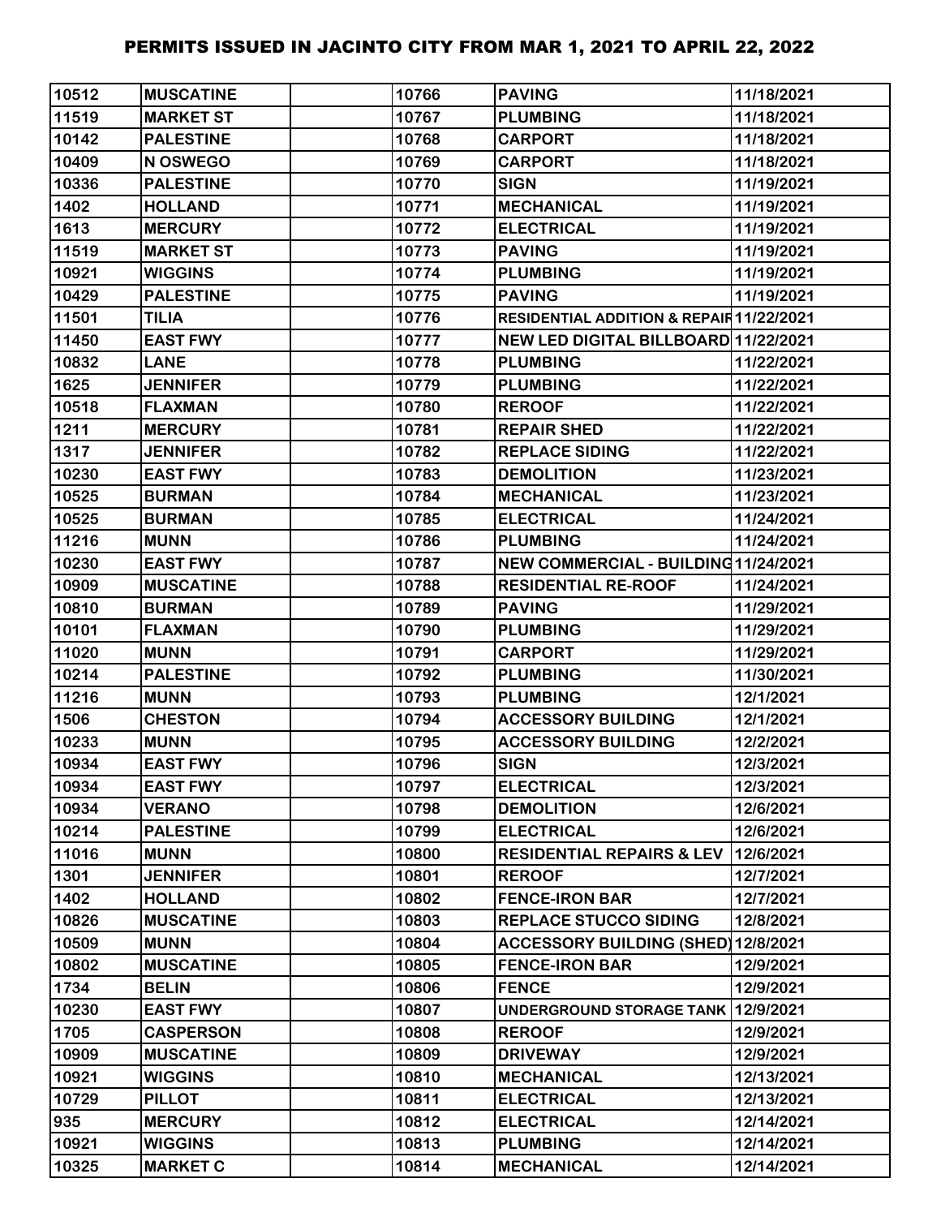# PERMITS ISSUED IN JACINTO CITY FROM MAR 1, 2021 TO APRIL 22, 2022

| | | | | | |
|---|---|---|---|---|---|
| 10512 | MUSCATINE | | 10766 | PAVING | 11/18/2021 |
| 11519 | MARKET ST | | 10767 | PLUMBING | 11/18/2021 |
| 10142 | PALESTINE | | 10768 | CARPORT | 11/18/2021 |
| 10409 | N OSWEGO | | 10769 | CARPORT | 11/18/2021 |
| 10336 | PALESTINE | | 10770 | SIGN | 11/19/2021 |
| 1402 | HOLLAND | | 10771 | MECHANICAL | 11/19/2021 |
| 1613 | MERCURY | | 10772 | ELECTRICAL | 11/19/2021 |
| 11519 | MARKET ST | | 10773 | PAVING | 11/19/2021 |
| 10921 | WIGGINS | | 10774 | PLUMBING | 11/19/2021 |
| 10429 | PALESTINE | | 10775 | PAVING | 11/19/2021 |
| 11501 | TILIA | | 10776 | RESIDENTIAL ADDITION & REPAIR | 11/22/2021 |
| 11450 | EAST FWY | | 10777 | NEW LED DIGITAL BILLBOARD | 11/22/2021 |
| 10832 | LANE | | 10778 | PLUMBING | 11/22/2021 |
| 1625 | JENNIFER | | 10779 | PLUMBING | 11/22/2021 |
| 10518 | FLAXMAN | | 10780 | REROOF | 11/22/2021 |
| 1211 | MERCURY | | 10781 | REPAIR SHED | 11/22/2021 |
| 1317 | JENNIFER | | 10782 | REPLACE SIDING | 11/22/2021 |
| 10230 | EAST FWY | | 10783 | DEMOLITION | 11/23/2021 |
| 10525 | BURMAN | | 10784 | MECHANICAL | 11/23/2021 |
| 10525 | BURMAN | | 10785 | ELECTRICAL | 11/24/2021 |
| 11216 | MUNN | | 10786 | PLUMBING | 11/24/2021 |
| 10230 | EAST FWY | | 10787 | NEW COMMERCIAL - BUILDING | 11/24/2021 |
| 10909 | MUSCATINE | | 10788 | RESIDENTIAL RE-ROOF | 11/24/2021 |
| 10810 | BURMAN | | 10789 | PAVING | 11/29/2021 |
| 10101 | FLAXMAN | | 10790 | PLUMBING | 11/29/2021 |
| 11020 | MUNN | | 10791 | CARPORT | 11/29/2021 |
| 10214 | PALESTINE | | 10792 | PLUMBING | 11/30/2021 |
| 11216 | MUNN | | 10793 | PLUMBING | 12/1/2021 |
| 1506 | CHESTON | | 10794 | ACCESSORY BUILDING | 12/1/2021 |
| 10233 | MUNN | | 10795 | ACCESSORY BUILDING | 12/2/2021 |
| 10934 | EAST FWY | | 10796 | SIGN | 12/3/2021 |
| 10934 | EAST FWY | | 10797 | ELECTRICAL | 12/3/2021 |
| 10934 | VERANO | | 10798 | DEMOLITION | 12/6/2021 |
| 10214 | PALESTINE | | 10799 | ELECTRICAL | 12/6/2021 |
| 11016 | MUNN | | 10800 | RESIDENTIAL REPAIRS & LEV | 12/6/2021 |
| 1301 | JENNIFER | | 10801 | REROOF | 12/7/2021 |
| 1402 | HOLLAND | | 10802 | FENCE-IRON BAR | 12/7/2021 |
| 10826 | MUSCATINE | | 10803 | REPLACE STUCCO SIDING | 12/8/2021 |
| 10509 | MUNN | | 10804 | ACCESSORY BUILDING (SHED) | 12/8/2021 |
| 10802 | MUSCATINE | | 10805 | FENCE-IRON BAR | 12/9/2021 |
| 1734 | BELIN | | 10806 | FENCE | 12/9/2021 |
| 10230 | EAST FWY | | 10807 | UNDERGROUND STORAGE TANK | 12/9/2021 |
| 1705 | CASPERSON | | 10808 | REROOF | 12/9/2021 |
| 10909 | MUSCATINE | | 10809 | DRIVEWAY | 12/9/2021 |
| 10921 | WIGGINS | | 10810 | MECHANICAL | 12/13/2021 |
| 10729 | PILLOT | | 10811 | ELECTRICAL | 12/13/2021 |
| 935 | MERCURY | | 10812 | ELECTRICAL | 12/14/2021 |
| 10921 | WIGGINS | | 10813 | PLUMBING | 12/14/2021 |
| 10325 | MARKET C | | 10814 | MECHANICAL | 12/14/2021 |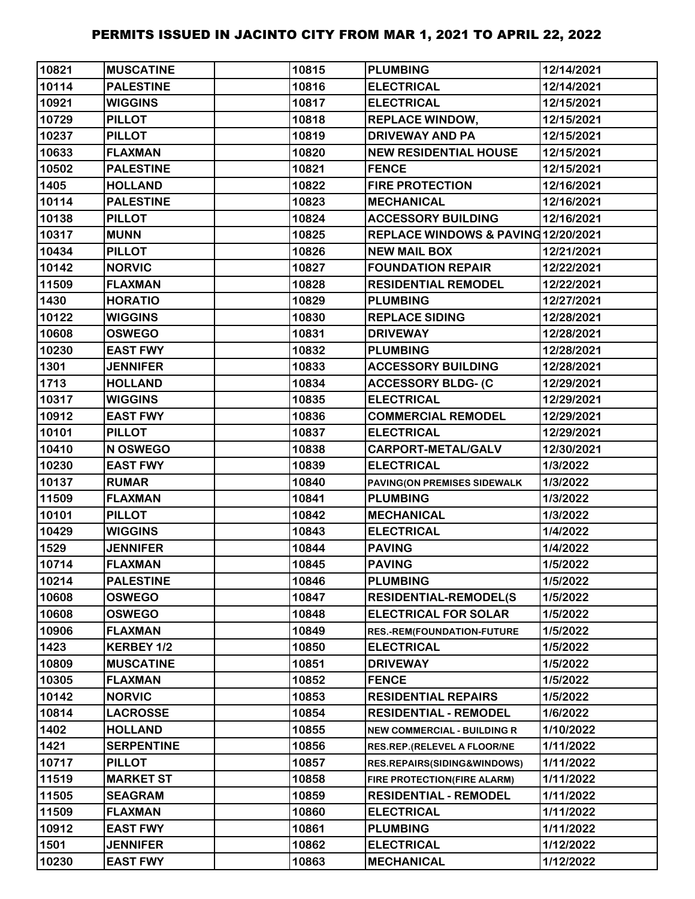| | | | | | |
|---|---|---|---|---|---|
| 10821 | MUSCATINE | | 10815 | PLUMBING | 12/14/2021 |
| 10114 | PALESTINE | | 10816 | ELECTRICAL | 12/14/2021 |
| 10921 | WIGGINS | | 10817 | ELECTRICAL | 12/15/2021 |
| 10729 | PILLOT | | 10818 | REPLACE WINDOW, | 12/15/2021 |
| 10237 | PILLOT | | 10819 | DRIVEWAY AND PA | 12/15/2021 |
| 10633 | FLAXMAN | | 10820 | NEW RESIDENTIAL HOUSE | 12/15/2021 |
| 10502 | PALESTINE | | 10821 | FENCE | 12/15/2021 |
| 1405 | HOLLAND | | 10822 | FIRE PROTECTION | 12/16/2021 |
| 10114 | PALESTINE | | 10823 | MECHANICAL | 12/16/2021 |
| 10138 | PILLOT | | 10824 | ACCESSORY BUILDING | 12/16/2021 |
| 10317 | MUNN | | 10825 | REPLACE WINDOWS & PAVING | 12/20/2021 |
| 10434 | PILLOT | | 10826 | NEW MAIL BOX | 12/21/2021 |
| 10142 | NORVIC | | 10827 | FOUNDATION REPAIR | 12/22/2021 |
| 11509 | FLAXMAN | | 10828 | RESIDENTIAL REMODEL | 12/22/2021 |
| 1430 | HORATIO | | 10829 | PLUMBING | 12/27/2021 |
| 10122 | WIGGINS | | 10830 | REPLACE SIDING | 12/28/2021 |
| 10608 | OSWEGO | | 10831 | DRIVEWAY | 12/28/2021 |
| 10230 | EAST FWY | | 10832 | PLUMBING | 12/28/2021 |
| 1301 | JENNIFER | | 10833 | ACCESSORY BUILDING | 12/28/2021 |
| 1713 | HOLLAND | | 10834 | ACCESSORY BLDG- (C | 12/29/2021 |
| 10317 | WIGGINS | | 10835 | ELECTRICAL | 12/29/2021 |
| 10912 | EAST FWY | | 10836 | COMMERCIAL REMODEL | 12/29/2021 |
| 10101 | PILLOT | | 10837 | ELECTRICAL | 12/29/2021 |
| 10410 | N OSWEGO | | 10838 | CARPORT-METAL/GALV | 12/30/2021 |
| 10230 | EAST FWY | | 10839 | ELECTRICAL | 1/3/2022 |
| 10137 | RUMAR | | 10840 | PAVING(ON PREMISES SIDEWALK | 1/3/2022 |
| 11509 | FLAXMAN | | 10841 | PLUMBING | 1/3/2022 |
| 10101 | PILLOT | | 10842 | MECHANICAL | 1/3/2022 |
| 10429 | WIGGINS | | 10843 | ELECTRICAL | 1/4/2022 |
| 1529 | JENNIFER | | 10844 | PAVING | 1/4/2022 |
| 10714 | FLAXMAN | | 10845 | PAVING | 1/5/2022 |
| 10214 | PALESTINE | | 10846 | PLUMBING | 1/5/2022 |
| 10608 | OSWEGO | | 10847 | RESIDENTIAL-REMODEL(S | 1/5/2022 |
| 10608 | OSWEGO | | 10848 | ELECTRICAL FOR SOLAR | 1/5/2022 |
| 10906 | FLAXMAN | | 10849 | RES.-REM(FOUNDATION-FUTURE | 1/5/2022 |
| 1423 | KERBEY 1/2 | | 10850 | ELECTRICAL | 1/5/2022 |
| 10809 | MUSCATINE | | 10851 | DRIVEWAY | 1/5/2022 |
| 10305 | FLAXMAN | | 10852 | FENCE | 1/5/2022 |
| 10142 | NORVIC | | 10853 | RESIDENTIAL REPAIRS | 1/5/2022 |
| 10814 | LACROSSE | | 10854 | RESIDENTIAL - REMODEL | 1/6/2022 |
| 1402 | HOLLAND | | 10855 | NEW COMMERCIAL - BUILDING R | 1/10/2022 |
| 1421 | SERPENTINE | | 10856 | RES.REP.(RELEVEL A FLOOR/NE | 1/11/2022 |
| 10717 | PILLOT | | 10857 | RES.REPAIRS(SIDING&WINDOWS) | 1/11/2022 |
| 11519 | MARKET ST | | 10858 | FIRE PROTECTION(FIRE ALARM) | 1/11/2022 |
| 11505 | SEAGRAM | | 10859 | RESIDENTIAL - REMODEL | 1/11/2022 |
| 11509 | FLAXMAN | | 10860 | ELECTRICAL | 1/11/2022 |
| 10912 | EAST FWY | | 10861 | PLUMBING | 1/11/2022 |
| 1501 | JENNIFER | | 10862 | ELECTRICAL | 1/12/2022 |
| 10230 | EAST FWY | | 10863 | MECHANICAL | 1/12/2022 |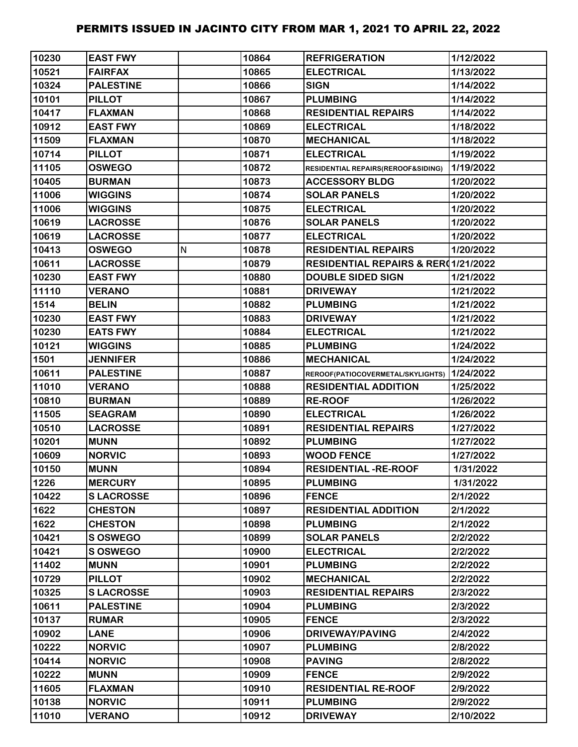# PERMITS ISSUED IN JACINTO CITY FROM MAR 1, 2021 TO APRIL 22, 2022

| | | | | | |
|---|---|---|---|---|---|
| 10230 | EAST FWY | | 10864 | REFRIGERATION | 1/12/2022 |
| 10521 | FAIRFAX | | 10865 | ELECTRICAL | 1/13/2022 |
| 10324 | PALESTINE | | 10866 | SIGN | 1/14/2022 |
| 10101 | PILLOT | | 10867 | PLUMBING | 1/14/2022 |
| 10417 | FLAXMAN | | 10868 | RESIDENTIAL REPAIRS | 1/14/2022 |
| 10912 | EAST FWY | | 10869 | ELECTRICAL | 1/18/2022 |
| 11509 | FLAXMAN | | 10870 | MECHANICAL | 1/18/2022 |
| 10714 | PILLOT | | 10871 | ELECTRICAL | 1/19/2022 |
| 11105 | OSWEGO | | 10872 | RESIDENTIAL REPAIRS(REROOF&SIDING) | 1/19/2022 |
| 10405 | BURMAN | | 10873 | ACCESSORY BLDG | 1/20/2022 |
| 11006 | WIGGINS | | 10874 | SOLAR PANELS | 1/20/2022 |
| 11006 | WIGGINS | | 10875 | ELECTRICAL | 1/20/2022 |
| 10619 | LACROSSE | | 10876 | SOLAR PANELS | 1/20/2022 |
| 10619 | LACROSSE | | 10877 | ELECTRICAL | 1/20/2022 |
| 10413 | OSWEGO | N | 10878 | RESIDENTIAL REPAIRS | 1/20/2022 |
| 10611 | LACROSSE | | 10879 | RESIDENTIAL REPAIRS & RER( | 1/21/2022 |
| 10230 | EAST FWY | | 10880 | DOUBLE SIDED SIGN | 1/21/2022 |
| 11110 | VERANO | | 10881 | DRIVEWAY | 1/21/2022 |
| 1514 | BELIN | | 10882 | PLUMBING | 1/21/2022 |
| 10230 | EAST FWY | | 10883 | DRIVEWAY | 1/21/2022 |
| 10230 | EATS FWY | | 10884 | ELECTRICAL | 1/21/2022 |
| 10121 | WIGGINS | | 10885 | PLUMBING | 1/24/2022 |
| 1501 | JENNIFER | | 10886 | MECHANICAL | 1/24/2022 |
| 10611 | PALESTINE | | 10887 | REROOF(PATIOCOVERMETAL/SKYLIGHTS) | 1/24/2022 |
| 11010 | VERANO | | 10888 | RESIDENTIAL ADDITION | 1/25/2022 |
| 10810 | BURMAN | | 10889 | RE-ROOF | 1/26/2022 |
| 11505 | SEAGRAM | | 10890 | ELECTRICAL | 1/26/2022 |
| 10510 | LACROSSE | | 10891 | RESIDENTIAL REPAIRS | 1/27/2022 |
| 10201 | MUNN | | 10892 | PLUMBING | 1/27/2022 |
| 10609 | NORVIC | | 10893 | WOOD FENCE | 1/27/2022 |
| 10150 | MUNN | | 10894 | RESIDENTIAL -RE-ROOF | 1/31/2022 |
| 1226 | MERCURY | | 10895 | PLUMBING | 1/31/2022 |
| 10422 | S LACROSSE | | 10896 | FENCE | 2/1/2022 |
| 1622 | CHESTON | | 10897 | RESIDENTIAL ADDITION | 2/1/2022 |
| 1622 | CHESTON | | 10898 | PLUMBING | 2/1/2022 |
| 10421 | S OSWEGO | | 10899 | SOLAR PANELS | 2/2/2022 |
| 10421 | S OSWEGO | | 10900 | ELECTRICAL | 2/2/2022 |
| 11402 | MUNN | | 10901 | PLUMBING | 2/2/2022 |
| 10729 | PILLOT | | 10902 | MECHANICAL | 2/2/2022 |
| 10325 | S LACROSSE | | 10903 | RESIDENTIAL REPAIRS | 2/3/2022 |
| 10611 | PALESTINE | | 10904 | PLUMBING | 2/3/2022 |
| 10137 | RUMAR | | 10905 | FENCE | 2/3/2022 |
| 10902 | LANE | | 10906 | DRIVEWAY/PAVING | 2/4/2022 |
| 10222 | NORVIC | | 10907 | PLUMBING | 2/8/2022 |
| 10414 | NORVIC | | 10908 | PAVING | 2/8/2022 |
| 10222 | MUNN | | 10909 | FENCE | 2/9/2022 |
| 11605 | FLAXMAN | | 10910 | RESIDENTIAL RE-ROOF | 2/9/2022 |
| 10138 | NORVIC | | 10911 | PLUMBING | 2/9/2022 |
| 11010 | VERANO | | 10912 | DRIVEWAY | 2/10/2022 |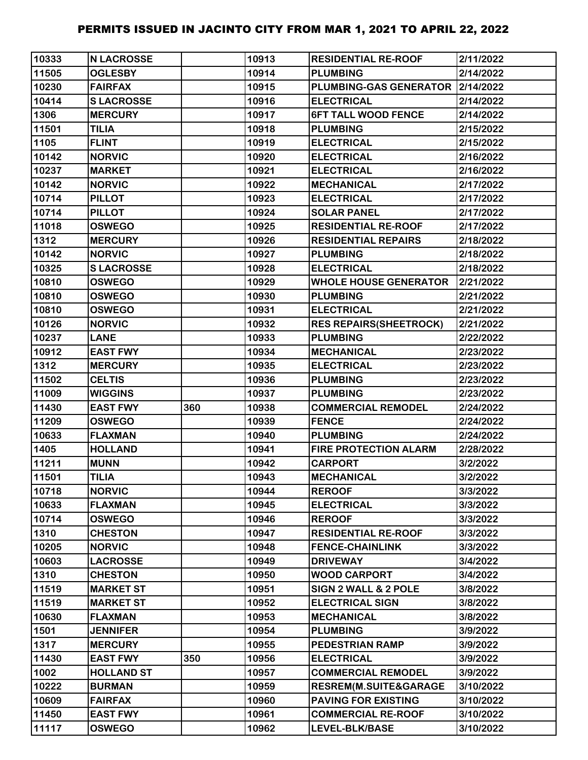# PERMITS ISSUED IN JACINTO CITY FROM MAR 1, 2021 TO APRIL 22, 2022

| | | | | | |
|---|---|---|---|---|---|
| 10333 | N LACROSSE | | 10913 | RESIDENTIAL RE-ROOF | 2/11/2022 |
| 11505 | OGLESBY | | 10914 | PLUMBING | 2/14/2022 |
| 10230 | FAIRFAX | | 10915 | PLUMBING-GAS GENERATOR | 2/14/2022 |
| 10414 | S LACROSSE | | 10916 | ELECTRICAL | 2/14/2022 |
| 1306 | MERCURY | | 10917 | 6FT TALL WOOD FENCE | 2/14/2022 |
| 11501 | TILIA | | 10918 | PLUMBING | 2/15/2022 |
| 1105 | FLINT | | 10919 | ELECTRICAL | 2/15/2022 |
| 10142 | NORVIC | | 10920 | ELECTRICAL | 2/16/2022 |
| 10237 | MARKET | | 10921 | ELECTRICAL | 2/16/2022 |
| 10142 | NORVIC | | 10922 | MECHANICAL | 2/17/2022 |
| 10714 | PILLOT | | 10923 | ELECTRICAL | 2/17/2022 |
| 10714 | PILLOT | | 10924 | SOLAR PANEL | 2/17/2022 |
| 11018 | OSWEGO | | 10925 | RESIDENTIAL RE-ROOF | 2/17/2022 |
| 1312 | MERCURY | | 10926 | RESIDENTIAL REPAIRS | 2/18/2022 |
| 10142 | NORVIC | | 10927 | PLUMBING | 2/18/2022 |
| 10325 | S LACROSSE | | 10928 | ELECTRICAL | 2/18/2022 |
| 10810 | OSWEGO | | 10929 | WHOLE HOUSE GENERATOR | 2/21/2022 |
| 10810 | OSWEGO | | 10930 | PLUMBING | 2/21/2022 |
| 10810 | OSWEGO | | 10931 | ELECTRICAL | 2/21/2022 |
| 10126 | NORVIC | | 10932 | RES REPAIRS(SHEETROCK) | 2/21/2022 |
| 10237 | LANE | | 10933 | PLUMBING | 2/22/2022 |
| 10912 | EAST FWY | | 10934 | MECHANICAL | 2/23/2022 |
| 1312 | MERCURY | | 10935 | ELECTRICAL | 2/23/2022 |
| 11502 | CELTIS | | 10936 | PLUMBING | 2/23/2022 |
| 11009 | WIGGINS | | 10937 | PLUMBING | 2/23/2022 |
| 11430 | EAST FWY | 360 | 10938 | COMMERCIAL REMODEL | 2/24/2022 |
| 11209 | OSWEGO | | 10939 | FENCE | 2/24/2022 |
| 10633 | FLAXMAN | | 10940 | PLUMBING | 2/24/2022 |
| 1405 | HOLLAND | | 10941 | FIRE PROTECTION ALARM | 2/28/2022 |
| 11211 | MUNN | | 10942 | CARPORT | 3/2/2022 |
| 11501 | TILIA | | 10943 | MECHANICAL | 3/2/2022 |
| 10718 | NORVIC | | 10944 | REROOF | 3/3/2022 |
| 10633 | FLAXMAN | | 10945 | ELECTRICAL | 3/3/2022 |
| 10714 | OSWEGO | | 10946 | REROOF | 3/3/2022 |
| 1310 | CHESTON | | 10947 | RESIDENTIAL RE-ROOF | 3/3/2022 |
| 10205 | NORVIC | | 10948 | FENCE-CHAINLINK | 3/3/2022 |
| 10603 | LACROSSE | | 10949 | DRIVEWAY | 3/4/2022 |
| 1310 | CHESTON | | 10950 | WOOD CARPORT | 3/4/2022 |
| 11519 | MARKET ST | | 10951 | SIGN 2 WALL & 2 POLE | 3/8/2022 |
| 11519 | MARKET ST | | 10952 | ELECTRICAL SIGN | 3/8/2022 |
| 10630 | FLAXMAN | | 10953 | MECHANICAL | 3/8/2022 |
| 1501 | JENNIFER | | 10954 | PLUMBING | 3/9/2022 |
| 1317 | MERCURY | | 10955 | PEDESTRIAN RAMP | 3/9/2022 |
| 11430 | EAST FWY | 350 | 10956 | ELECTRICAL | 3/9/2022 |
| 1002 | HOLLAND ST | | 10957 | COMMERCIAL REMODEL | 3/9/2022 |
| 10222 | BURMAN | | 10959 | RESREM(M.SUITE&GARAGE | 3/10/2022 |
| 10609 | FAIRFAX | | 10960 | PAVING FOR EXISTING | 3/10/2022 |
| 11450 | EAST FWY | | 10961 | COMMERCIAL RE-ROOF | 3/10/2022 |
| 11117 | OSWEGO | | 10962 | LEVEL-BLK/BASE | 3/10/2022 |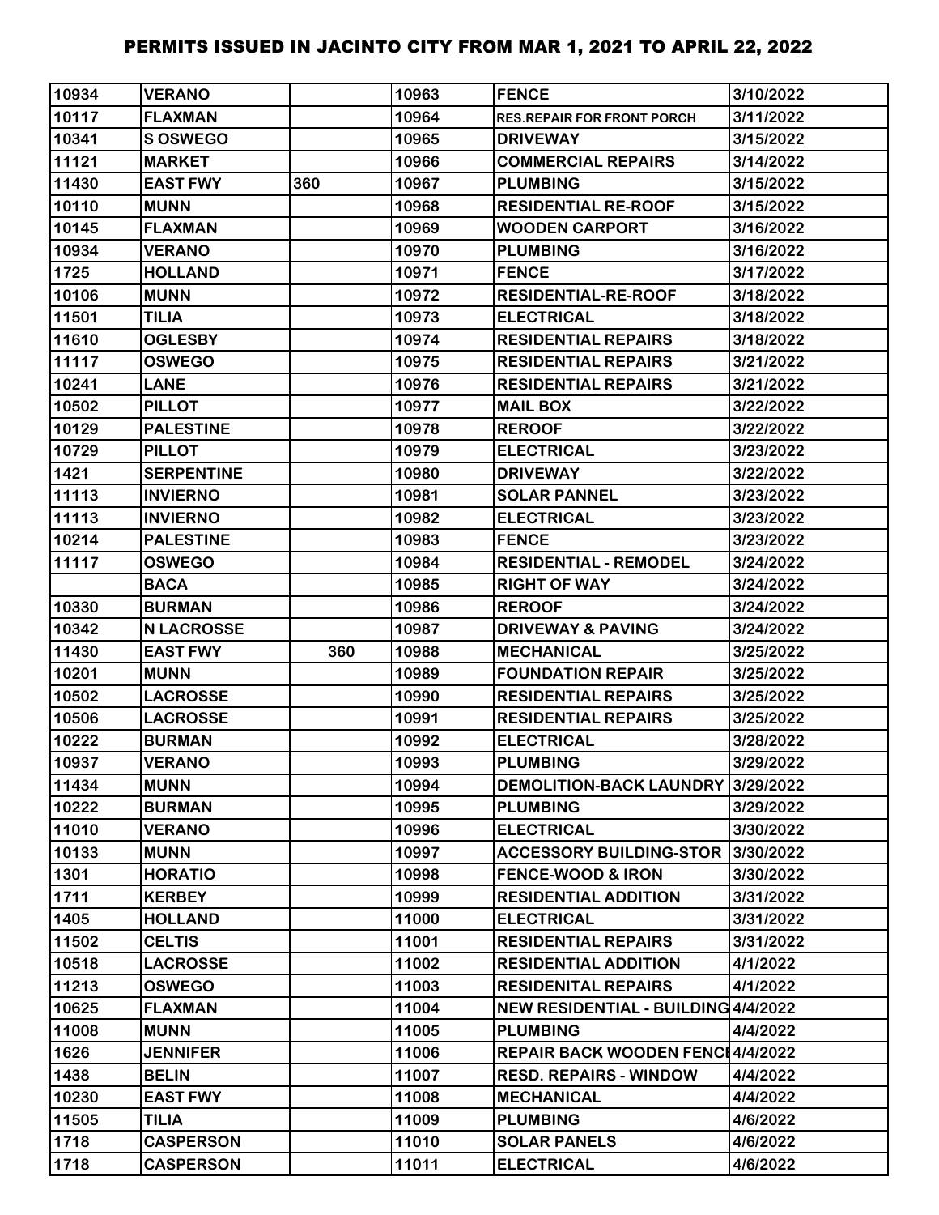| | | | | | |
|---|---|---|---|---|---|
| 10934 | VERANO | | 10963 | FENCE | 3/10/2022 |
| 10117 | FLAXMAN | | 10964 | RES.REPAIR FOR FRONT PORCH | 3/11/2022 |
| 10341 | S OSWEGO | | 10965 | DRIVEWAY | 3/15/2022 |
| 11121 | MARKET | | 10966 | COMMERCIAL REPAIRS | 3/14/2022 |
| 11430 | EAST FWY | 360 | 10967 | PLUMBING | 3/15/2022 |
| 10110 | MUNN | | 10968 | RESIDENTIAL RE-ROOF | 3/15/2022 |
| 10145 | FLAXMAN | | 10969 | WOODEN CARPORT | 3/16/2022 |
| 10934 | VERANO | | 10970 | PLUMBING | 3/16/2022 |
| 1725 | HOLLAND | | 10971 | FENCE | 3/17/2022 |
| 10106 | MUNN | | 10972 | RESIDENTIAL-RE-ROOF | 3/18/2022 |
| 11501 | TILIA | | 10973 | ELECTRICAL | 3/18/2022 |
| 11610 | OGLESBY | | 10974 | RESIDENTIAL REPAIRS | 3/18/2022 |
| 11117 | OSWEGO | | 10975 | RESIDENTIAL REPAIRS | 3/21/2022 |
| 10241 | LANE | | 10976 | RESIDENTIAL REPAIRS | 3/21/2022 |
| 10502 | PILLOT | | 10977 | MAIL BOX | 3/22/2022 |
| 10129 | PALESTINE | | 10978 | REROOF | 3/22/2022 |
| 10729 | PILLOT | | 10979 | ELECTRICAL | 3/23/2022 |
| 1421 | SERPENTINE | | 10980 | DRIVEWAY | 3/22/2022 |
| 11113 | INVIERNO | | 10981 | SOLAR PANNEL | 3/23/2022 |
| 11113 | INVIERNO | | 10982 | ELECTRICAL | 3/23/2022 |
| 10214 | PALESTINE | | 10983 | FENCE | 3/23/2022 |
| 11117 | OSWEGO | | 10984 | RESIDENTIAL - REMODEL | 3/24/2022 |
| | BACA | | 10985 | RIGHT OF WAY | 3/24/2022 |
| 10330 | BURMAN | | 10986 | REROOF | 3/24/2022 |
| 10342 | N LACROSSE | | 10987 | DRIVEWAY & PAVING | 3/24/2022 |
| 11430 | EAST FWY | 360 | 10988 | MECHANICAL | 3/25/2022 |
| 10201 | MUNN | | 10989 | FOUNDATION REPAIR | 3/25/2022 |
| 10502 | LACROSSE | | 10990 | RESIDENTIAL REPAIRS | 3/25/2022 |
| 10506 | LACROSSE | | 10991 | RESIDENTIAL REPAIRS | 3/25/2022 |
| 10222 | BURMAN | | 10992 | ELECTRICAL | 3/28/2022 |
| 10937 | VERANO | | 10993 | PLUMBING | 3/29/2022 |
| 11434 | MUNN | | 10994 | DEMOLITION-BACK LAUNDRY | 3/29/2022 |
| 10222 | BURMAN | | 10995 | PLUMBING | 3/29/2022 |
| 11010 | VERANO | | 10996 | ELECTRICAL | 3/30/2022 |
| 10133 | MUNN | | 10997 | ACCESSORY BUILDING-STOR | 3/30/2022 |
| 1301 | HORATIO | | 10998 | FENCE-WOOD & IRON | 3/30/2022 |
| 1711 | KERBEY | | 10999 | RESIDENTIAL ADDITION | 3/31/2022 |
| 1405 | HOLLAND | | 11000 | ELECTRICAL | 3/31/2022 |
| 11502 | CELTIS | | 11001 | RESIDENTIAL REPAIRS | 3/31/2022 |
| 10518 | LACROSSE | | 11002 | RESIDENTIAL ADDITION | 4/1/2022 |
| 11213 | OSWEGO | | 11003 | RESIDENITAL REPAIRS | 4/1/2022 |
| 10625 | FLAXMAN | | 11004 | NEW RESIDENTIAL - BUILDING | 4/4/2022 |
| 11008 | MUNN | | 11005 | PLUMBING | 4/4/2022 |
| 1626 | JENNIFER | | 11006 | REPAIR BACK WOODEN FENCE | 4/4/2022 |
| 1438 | BELIN | | 11007 | RESD. REPAIRS - WINDOW | 4/4/2022 |
| 10230 | EAST FWY | | 11008 | MECHANICAL | 4/4/2022 |
| 11505 | TILIA | | 11009 | PLUMBING | 4/6/2022 |
| 1718 | CASPERSON | | 11010 | SOLAR PANELS | 4/6/2022 |
| 1718 | CASPERSON | | 11011 | ELECTRICAL | 4/6/2022 |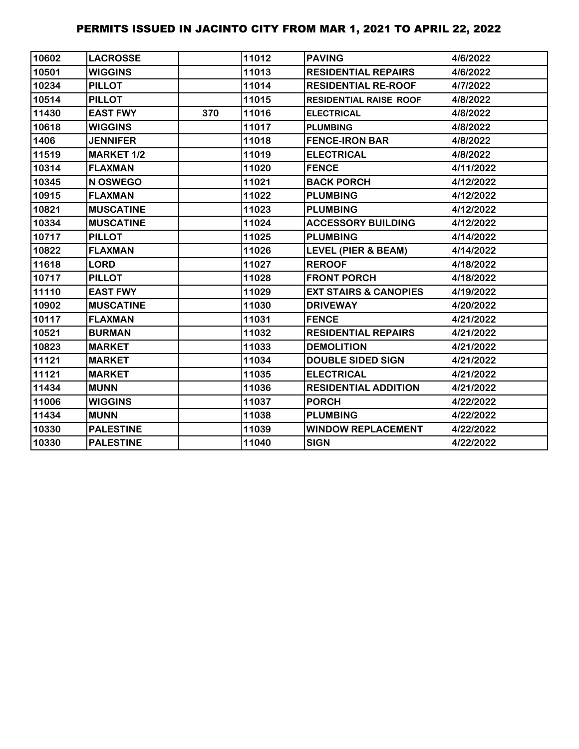| | | | | | |
|---|---|---|---|---|---|
| 10602 | LACROSSE | | 11012 | PAVING | 4/6/2022 |
| 10501 | WIGGINS | | 11013 | RESIDENTIAL REPAIRS | 4/6/2022 |
| 10234 | PILLOT | | 11014 | RESIDENTIAL RE-ROOF | 4/7/2022 |
| 10514 | PILLOT | | 11015 | RESIDENTIAL RAISE ROOF | 4/8/2022 |
| 11430 | EAST FWY | 370 | 11016 | ELECTRICAL | 4/8/2022 |
| 10618 | WIGGINS | | 11017 | PLUMBING | 4/8/2022 |
| 1406 | JENNIFER | | 11018 | FENCE-IRON BAR | 4/8/2022 |
| 11519 | MARKET 1/2 | | 11019 | ELECTRICAL | 4/8/2022 |
| 10314 | FLAXMAN | | 11020 | FENCE | 4/11/2022 |
| 10345 | N OSWEGO | | 11021 | BACK PORCH | 4/12/2022 |
| 10915 | FLAXMAN | | 11022 | PLUMBING | 4/12/2022 |
| 10821 | MUSCATINE | | 11023 | PLUMBING | 4/12/2022 |
| 10334 | MUSCATINE | | 11024 | ACCESSORY BUILDING | 4/12/2022 |
| 10717 | PILLOT | | 11025 | PLUMBING | 4/14/2022 |
| 10822 | FLAXMAN | | 11026 | LEVEL (PIER & BEAM) | 4/14/2022 |
| 11618 | LORD | | 11027 | REROOF | 4/18/2022 |
| 10717 | PILLOT | | 11028 | FRONT PORCH | 4/18/2022 |
| 11110 | EAST FWY | | 11029 | EXT STAIRS & CANOPIES | 4/19/2022 |
| 10902 | MUSCATINE | | 11030 | DRIVEWAY | 4/20/2022 |
| 10117 | FLAXMAN | | 11031 | FENCE | 4/21/2022 |
| 10521 | BURMAN | | 11032 | RESIDENTIAL REPAIRS | 4/21/2022 |
| 10823 | MARKET | | 11033 | DEMOLITION | 4/21/2022 |
| 11121 | MARKET | | 11034 | DOUBLE SIDED SIGN | 4/21/2022 |
| 11121 | MARKET | | 11035 | ELECTRICAL | 4/21/2022 |
| 11434 | MUNN | | 11036 | RESIDENTIAL ADDITION | 4/21/2022 |
| 11006 | WIGGINS | | 11037 | PORCH | 4/22/2022 |
| 11434 | MUNN | | 11038 | PLUMBING | 4/22/2022 |
| 10330 | PALESTINE | | 11039 | WINDOW REPLACEMENT | 4/22/2022 |
| 10330 | PALESTINE | | 11040 | SIGN | 4/22/2022 |